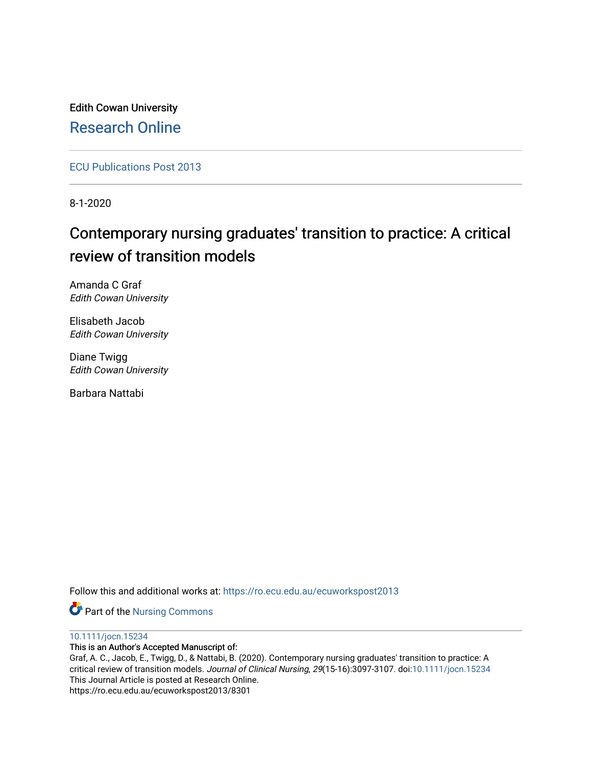Edith Cowan University

Research Online

ECU Publications Post 2013

8-1-2020

# Contemporary nursing graduates' transition to practice: A critical review of transition models

Amanda C Graf
*Edith Cowan University*

Elisabeth Jacob
*Edith Cowan University*

Diane Twigg
*Edith Cowan University*

Barbara Nattabi

Follow this and additional works at: https://ro.ecu.edu.au/ecuworkspost2013

Part of the Nursing Commons

10.1111/jocn.15234

This is an Author's Accepted Manuscript of:

Graf, A. C., Jacob, E., Twigg, D., & Nattabi, B. (2020). Contemporary nursing graduates' transition to practice: A critical review of transition models. *Journal of Clinical Nursing*, *29*(15-16):3097-3107. doi:10.1111/jocn.15234

This Journal Article is posted at Research Online.

https://ro.ecu.edu.au/ecuworkspost2013/8301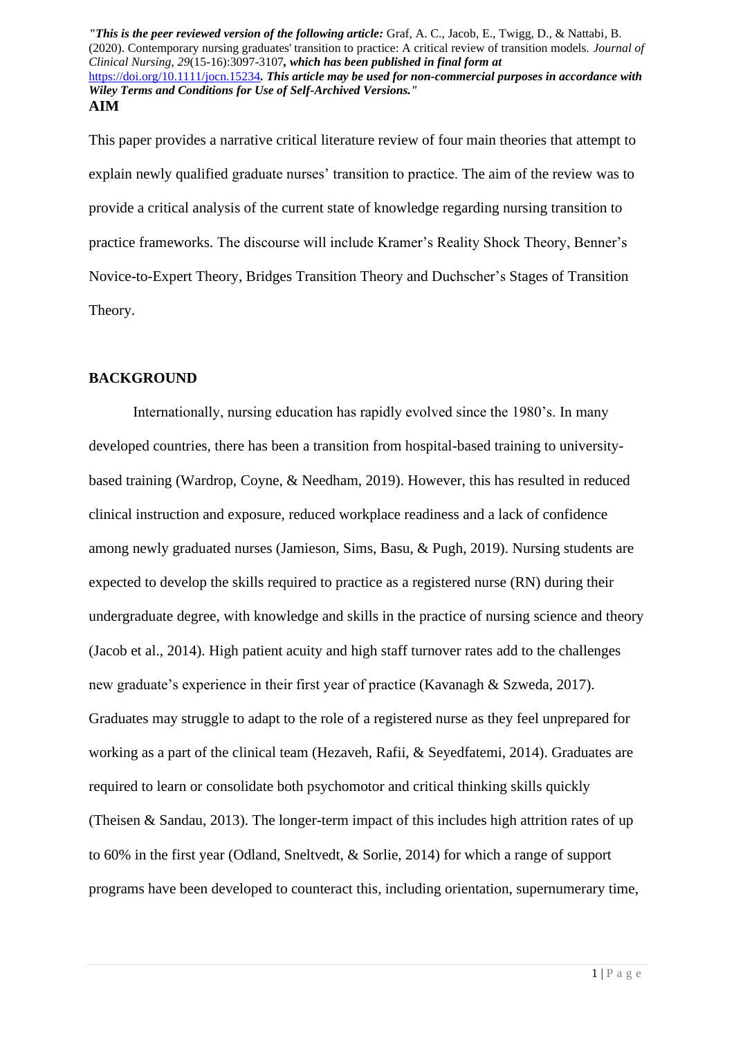*"This is the peer reviewed version of the following article:* Graf, A. C., Jacob, E., Twigg, D., & Nattabi, B. (2020). Contemporary nursing graduates' transition to practice: A critical review of transition models. *Journal of Clinical Nursing*, *29*(15-16):3097-3107*, which has been published in final form at* https://doi.org/10.1111/jocn.15234*. This article may be used for non-commercial purposes in accordance with Wiley Terms and Conditions for Use of Self-Archived Versions."*

## AIM

This paper provides a narrative critical literature review of four main theories that attempt to explain newly qualified graduate nurses' transition to practice. The aim of the review was to provide a critical analysis of the current state of knowledge regarding nursing transition to practice frameworks. The discourse will include Kramer's Reality Shock Theory, Benner's Novice-to-Expert Theory, Bridges Transition Theory and Duchscher's Stages of Transition Theory.

## BACKGROUND

Internationally, nursing education has rapidly evolved since the 1980's. In many developed countries, there has been a transition from hospital-based training to university-based training (Wardrop, Coyne, & Needham, 2019). However, this has resulted in reduced clinical instruction and exposure, reduced workplace readiness and a lack of confidence among newly graduated nurses (Jamieson, Sims, Basu, & Pugh, 2019). Nursing students are expected to develop the skills required to practice as a registered nurse (RN) during their undergraduate degree, with knowledge and skills in the practice of nursing science and theory (Jacob et al., 2014). High patient acuity and high staff turnover rates add to the challenges new graduate's experience in their first year of practice (Kavanagh & Szweda, 2017). Graduates may struggle to adapt to the role of a registered nurse as they feel unprepared for working as a part of the clinical team (Hezaveh, Rafii, & Seyedfatemi, 2014). Graduates are required to learn or consolidate both psychomotor and critical thinking skills quickly (Theisen & Sandau, 2013). The longer-term impact of this includes high attrition rates of up to 60% in the first year (Odland, Sneltvedt, & Sorlie, 2014) for which a range of support programs have been developed to counteract this, including orientation, supernumerary time,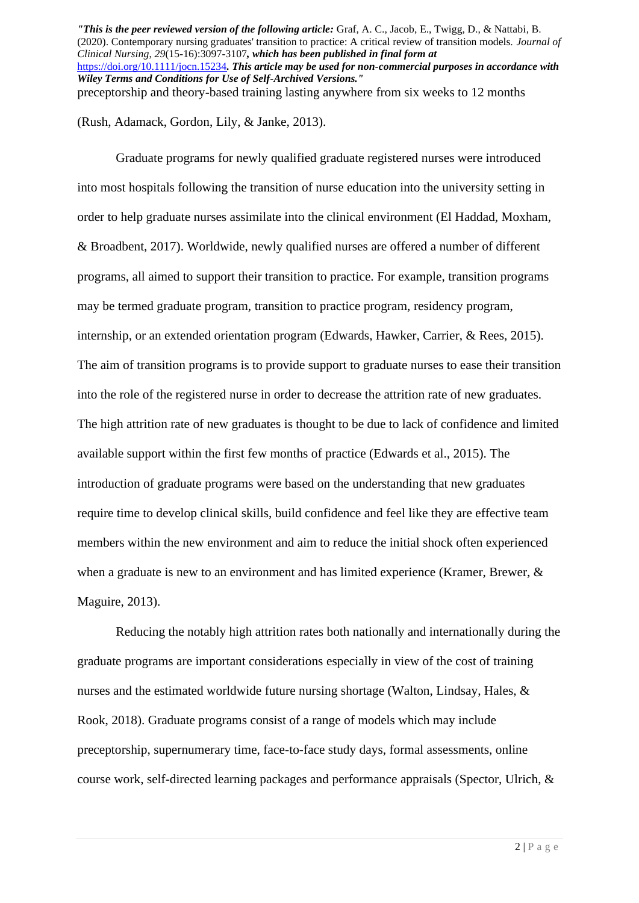preceptorship and theory-based training lasting anywhere from six weeks to 12 months (Rush, Adamack, Gordon, Lily, & Janke, 2013).

Graduate programs for newly qualified graduate registered nurses were introduced into most hospitals following the transition of nurse education into the university setting in order to help graduate nurses assimilate into the clinical environment (El Haddad, Moxham, & Broadbent, 2017). Worldwide, newly qualified nurses are offered a number of different programs, all aimed to support their transition to practice. For example, transition programs may be termed graduate program, transition to practice program, residency program, internship, or an extended orientation program (Edwards, Hawker, Carrier, & Rees, 2015). The aim of transition programs is to provide support to graduate nurses to ease their transition into the role of the registered nurse in order to decrease the attrition rate of new graduates. The high attrition rate of new graduates is thought to be due to lack of confidence and limited available support within the first few months of practice (Edwards et al., 2015). The introduction of graduate programs were based on the understanding that new graduates require time to develop clinical skills, build confidence and feel like they are effective team members within the new environment and aim to reduce the initial shock often experienced when a graduate is new to an environment and has limited experience (Kramer, Brewer, & Maguire, 2013).

Reducing the notably high attrition rates both nationally and internationally during the graduate programs are important considerations especially in view of the cost of training nurses and the estimated worldwide future nursing shortage (Walton, Lindsay, Hales, & Rook, 2018). Graduate programs consist of a range of models which may include preceptorship, supernumerary time, face-to-face study days, formal assessments, online course work, self-directed learning packages and performance appraisals (Spector, Ulrich, &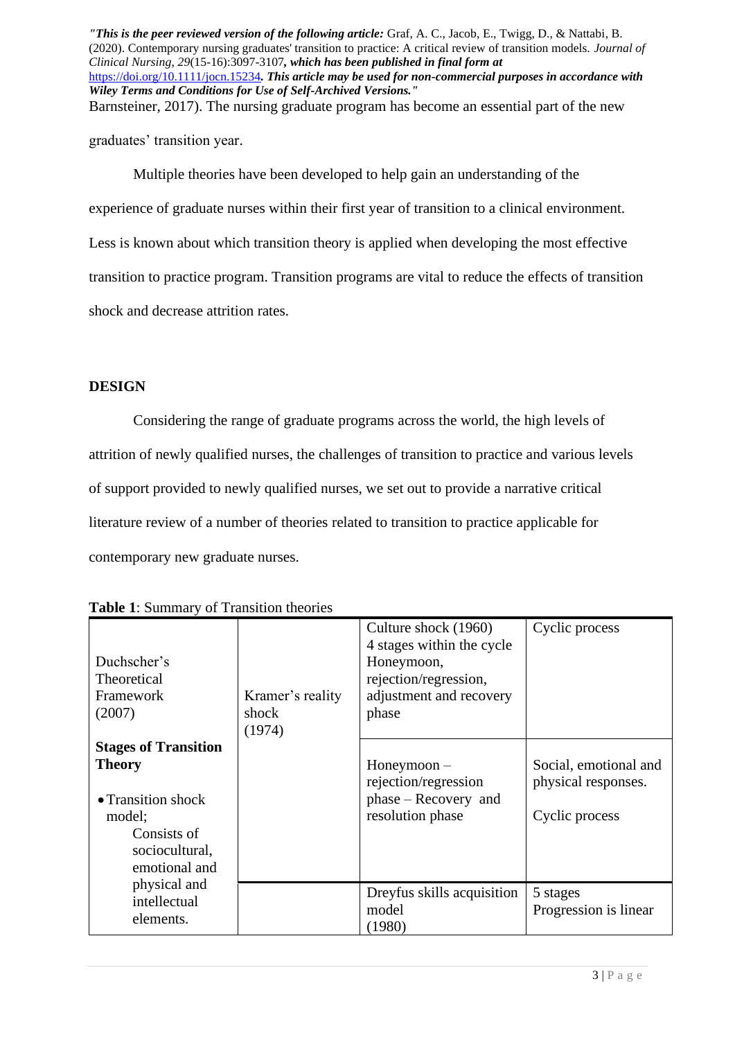Barnsteiner, 2017). The nursing graduate program has become an essential part of the new graduates' transition year.

Multiple theories have been developed to help gain an understanding of the experience of graduate nurses within their first year of transition to a clinical environment. Less is known about which transition theory is applied when developing the most effective transition to practice program. Transition programs are vital to reduce the effects of transition shock and decrease attrition rates.

## DESIGN

Considering the range of graduate programs across the world, the high levels of attrition of newly qualified nurses, the challenges of transition to practice and various levels of support provided to newly qualified nurses, we set out to provide a narrative critical literature review of a number of theories related to transition to practice applicable for contemporary new graduate nurses.

**Table 1**: Summary of Transition theories

| | | | |
|---|---|---|---|
| Duchscher's Theoretical Framework (2007) | Kramer's reality shock (1974) | Culture shock (1960) 4 stages within the cycle Honeymoon, rejection/regression, adjustment and recovery phase | Cyclic process |
| **Stages of Transition Theory** <br> • Transition shock model; Consists of sociocultural, emotional and physical and intellectual elements. | | Honeymoon – rejection/regression phase – Recovery and resolution phase | Social, emotional and physical responses. <br> Cyclic process |
| | | Dreyfus skills acquisition model (1980) | 5 stages Progression is linear |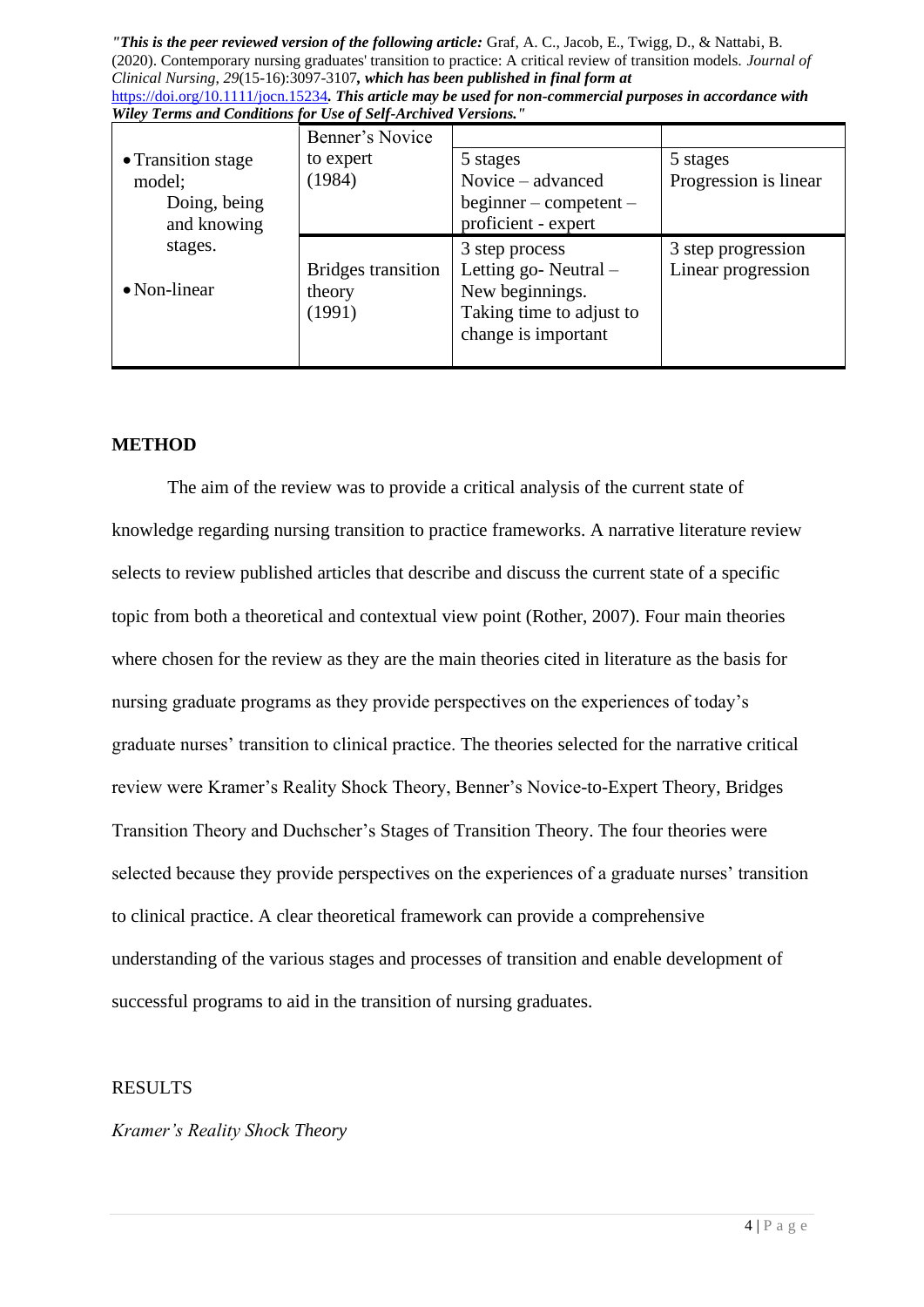"*This is the peer reviewed version of the following article:* Graf, A. C., Jacob, E., Twigg, D., & Nattabi, B. (2020). Contemporary nursing graduates' transition to practice: A critical review of transition models. *Journal of Clinical Nursing, 29*(15-16):3097-3107***, which has been published in final form at*** https://doi.org/10.1111/jocn.15234***. This article may be used for non-commercial purposes in accordance with Wiley Terms and Conditions for Use of Self-Archived Versions."***

| | | | |
|---|---|---|---|
| • Transition stage model; Doing, being and knowing stages. | Benner's Novice to expert (1984) | 5 stages Novice – advanced beginner – competent – proficient - expert | 5 stages Progression is linear |
| • Non-linear | Bridges transition theory (1991) | 3 step process Letting go- Neutral – New beginnings. Taking time to adjust to change is important | 3 step progression Linear progression |

## METHOD

The aim of the review was to provide a critical analysis of the current state of knowledge regarding nursing transition to practice frameworks. A narrative literature review selects to review published articles that describe and discuss the current state of a specific topic from both a theoretical and contextual view point (Rother, 2007). Four main theories where chosen for the review as they are the main theories cited in literature as the basis for nursing graduate programs as they provide perspectives on the experiences of today's graduate nurses' transition to clinical practice. The theories selected for the narrative critical review were Kramer's Reality Shock Theory, Benner's Novice-to-Expert Theory, Bridges Transition Theory and Duchscher's Stages of Transition Theory. The four theories were selected because they provide perspectives on the experiences of a graduate nurses' transition to clinical practice. A clear theoretical framework can provide a comprehensive understanding of the various stages and processes of transition and enable development of successful programs to aid in the transition of nursing graduates.

## RESULTS

### *Kramer's Reality Shock Theory*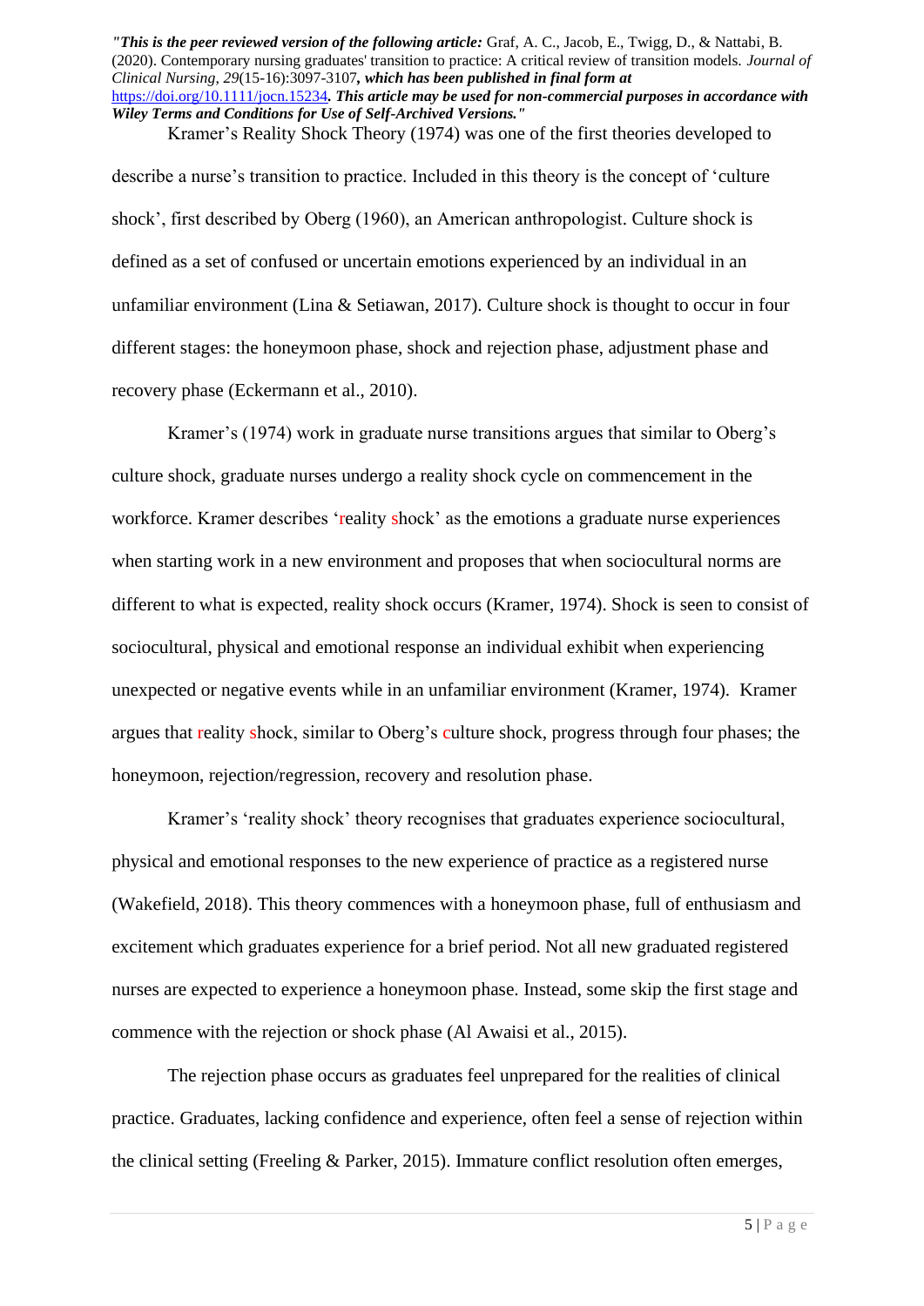Kramer's Reality Shock Theory (1974) was one of the first theories developed to describe a nurse's transition to practice. Included in this theory is the concept of 'culture shock', first described by Oberg (1960), an American anthropologist. Culture shock is defined as a set of confused or uncertain emotions experienced by an individual in an unfamiliar environment (Lina & Setiawan, 2017). Culture shock is thought to occur in four different stages: the honeymoon phase, shock and rejection phase, adjustment phase and recovery phase (Eckermann et al., 2010).

Kramer's (1974) work in graduate nurse transitions argues that similar to Oberg's culture shock, graduate nurses undergo a reality shock cycle on commencement in the workforce. Kramer describes 'reality shock' as the emotions a graduate nurse experiences when starting work in a new environment and proposes that when sociocultural norms are different to what is expected, reality shock occurs (Kramer, 1974). Shock is seen to consist of sociocultural, physical and emotional response an individual exhibit when experiencing unexpected or negative events while in an unfamiliar environment (Kramer, 1974). Kramer argues that reality shock, similar to Oberg's culture shock, progress through four phases; the honeymoon, rejection/regression, recovery and resolution phase.

Kramer's 'reality shock' theory recognises that graduates experience sociocultural, physical and emotional responses to the new experience of practice as a registered nurse (Wakefield, 2018). This theory commences with a honeymoon phase, full of enthusiasm and excitement which graduates experience for a brief period. Not all new graduated registered nurses are expected to experience a honeymoon phase. Instead, some skip the first stage and commence with the rejection or shock phase (Al Awaisi et al., 2015).

The rejection phase occurs as graduates feel unprepared for the realities of clinical practice. Graduates, lacking confidence and experience, often feel a sense of rejection within the clinical setting (Freeling & Parker, 2015). Immature conflict resolution often emerges,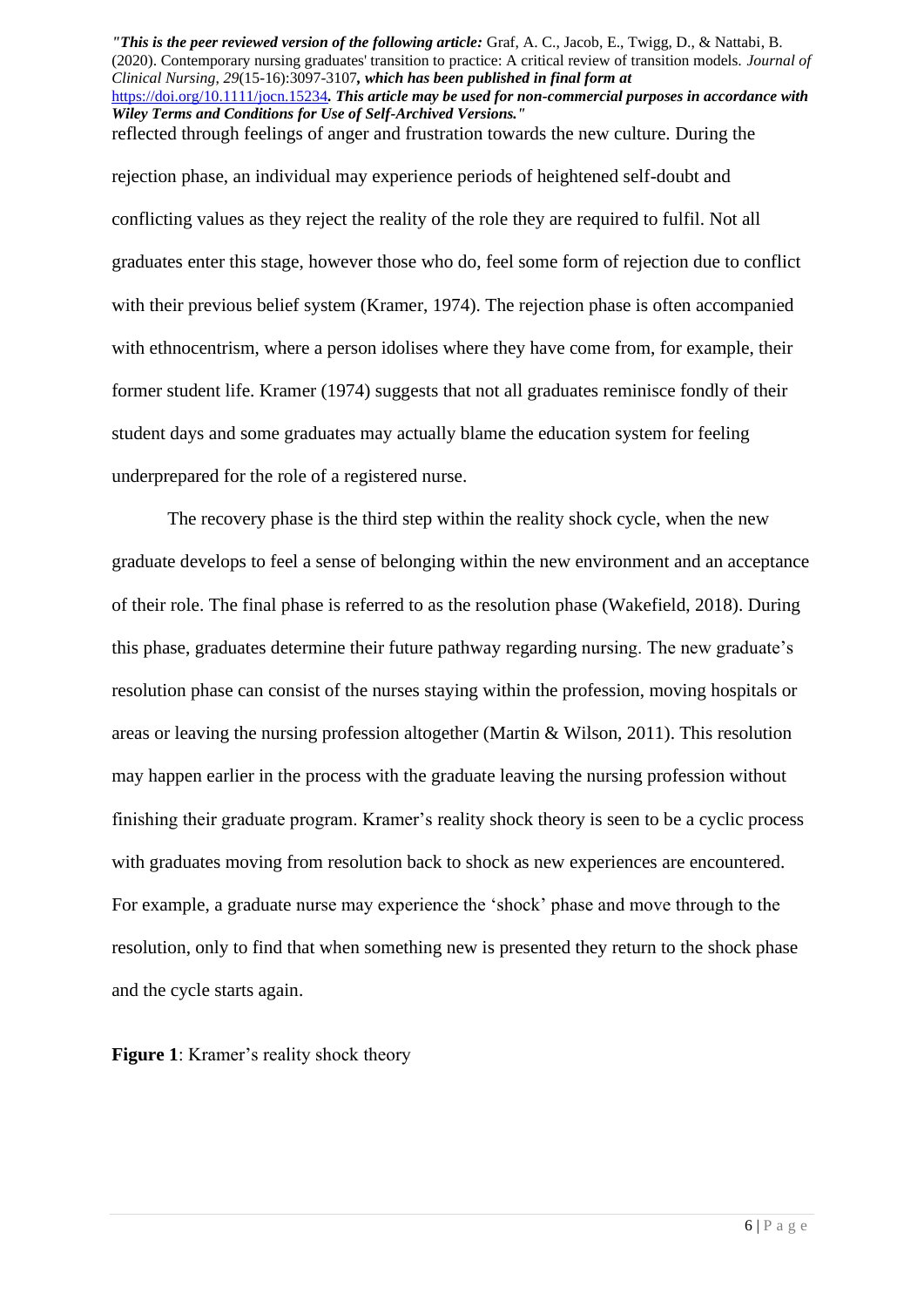reflected through feelings of anger and frustration towards the new culture. During the rejection phase, an individual may experience periods of heightened self-doubt and conflicting values as they reject the reality of the role they are required to fulfil. Not all graduates enter this stage, however those who do, feel some form of rejection due to conflict with their previous belief system (Kramer, 1974). The rejection phase is often accompanied with ethnocentrism, where a person idolises where they have come from, for example, their former student life. Kramer (1974) suggests that not all graduates reminisce fondly of their student days and some graduates may actually blame the education system for feeling underprepared for the role of a registered nurse.

The recovery phase is the third step within the reality shock cycle, when the new graduate develops to feel a sense of belonging within the new environment and an acceptance of their role. The final phase is referred to as the resolution phase (Wakefield, 2018). During this phase, graduates determine their future pathway regarding nursing. The new graduate's resolution phase can consist of the nurses staying within the profession, moving hospitals or areas or leaving the nursing profession altogether (Martin & Wilson, 2011). This resolution may happen earlier in the process with the graduate leaving the nursing profession without finishing their graduate program. Kramer's reality shock theory is seen to be a cyclic process with graduates moving from resolution back to shock as new experiences are encountered. For example, a graduate nurse may experience the 'shock' phase and move through to the resolution, only to find that when something new is presented they return to the shock phase and the cycle starts again.

**Figure 1**: Kramer's reality shock theory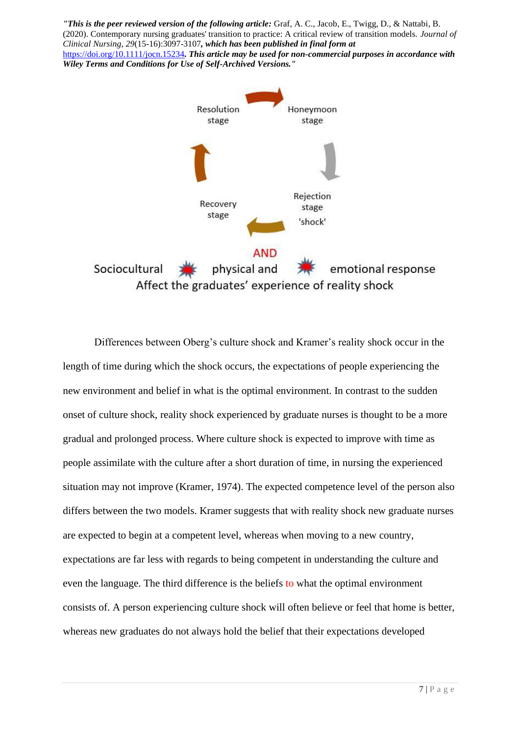"This is the peer reviewed version of the following article: Graf, A. C., Jacob, E., Twigg, D., & Nattabi, B. (2020). Contemporary nursing graduates' transition to practice: A critical review of transition models. *Journal of Clinical Nursing, 29*(15-16):3097-3107, which has been published in final form at https://doi.org/10.1111/jocn.15234. This article may be used for non-commercial purposes in accordance with Wiley Terms and Conditions for Use of Self-Archived Versions."

Resolution stage → Honeymoon stage → Rejection stage 'shock' → Recovery stage → Resolution stage

AND

Sociocultural ✷ physical and ✷ emotional response
Affect the graduates' experience of reality shock

Differences between Oberg's culture shock and Kramer's reality shock occur in the length of time during which the shock occurs, the expectations of people experiencing the new environment and belief in what is the optimal environment. In contrast to the sudden onset of culture shock, reality shock experienced by graduate nurses is thought to be a more gradual and prolonged process. Where culture shock is expected to improve with time as people assimilate with the culture after a short duration of time, in nursing the experienced situation may not improve (Kramer, 1974). The expected competence level of the person also differs between the two models. Kramer suggests that with reality shock new graduate nurses are expected to begin at a competent level, whereas when moving to a new country, expectations are far less with regards to being competent in understanding the culture and even the language. The third difference is the beliefs to what the optimal environment consists of. A person experiencing culture shock will often believe or feel that home is better, whereas new graduates do not always hold the belief that their expectations developed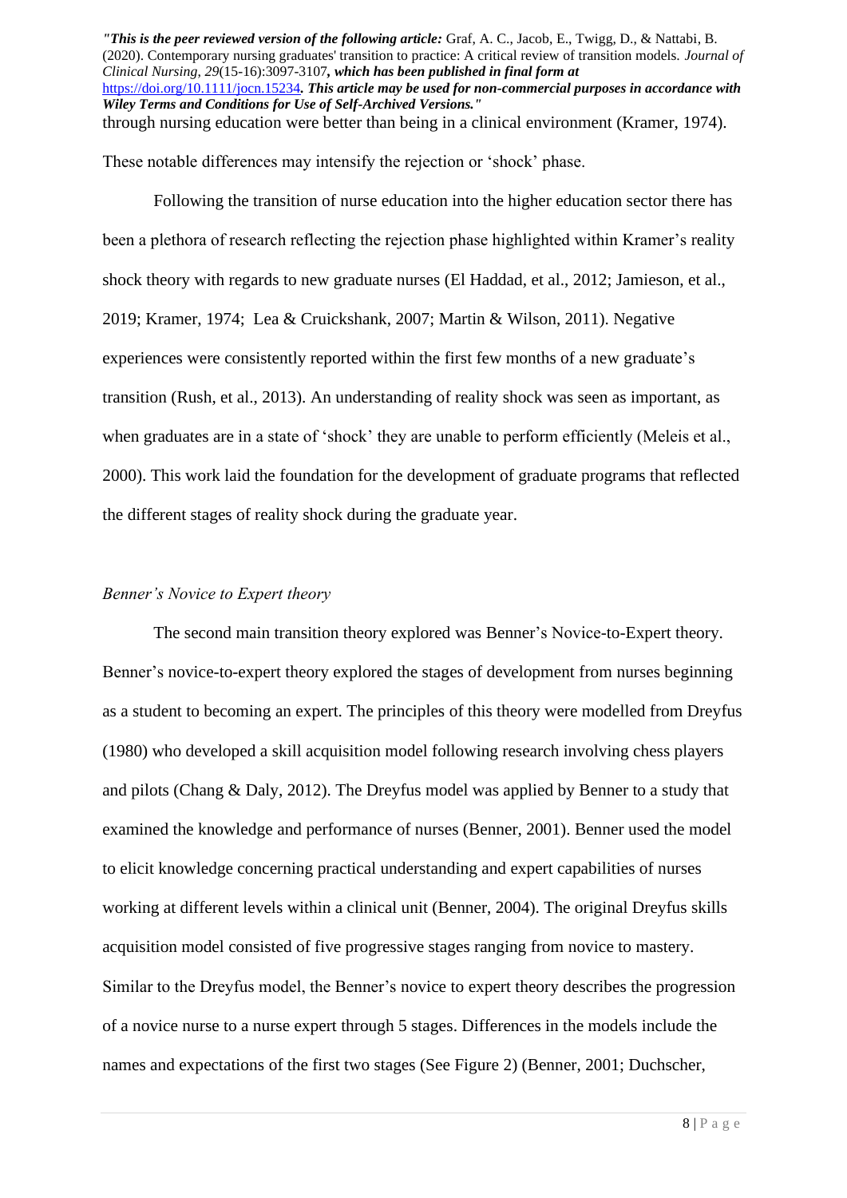through nursing education were better than being in a clinical environment (Kramer, 1974). These notable differences may intensify the rejection or 'shock' phase.

Following the transition of nurse education into the higher education sector there has been a plethora of research reflecting the rejection phase highlighted within Kramer's reality shock theory with regards to new graduate nurses (El Haddad, et al., 2012; Jamieson, et al., 2019; Kramer, 1974; Lea & Cruickshank, 2007; Martin & Wilson, 2011). Negative experiences were consistently reported within the first few months of a new graduate's transition (Rush, et al., 2013). An understanding of reality shock was seen as important, as when graduates are in a state of 'shock' they are unable to perform efficiently (Meleis et al., 2000). This work laid the foundation for the development of graduate programs that reflected the different stages of reality shock during the graduate year.

### *Benner's Novice to Expert theory*

The second main transition theory explored was Benner's Novice-to-Expert theory. Benner's novice-to-expert theory explored the stages of development from nurses beginning as a student to becoming an expert. The principles of this theory were modelled from Dreyfus (1980) who developed a skill acquisition model following research involving chess players and pilots (Chang & Daly, 2012). The Dreyfus model was applied by Benner to a study that examined the knowledge and performance of nurses (Benner, 2001). Benner used the model to elicit knowledge concerning practical understanding and expert capabilities of nurses working at different levels within a clinical unit (Benner, 2004). The original Dreyfus skills acquisition model consisted of five progressive stages ranging from novice to mastery. Similar to the Dreyfus model, the Benner's novice to expert theory describes the progression of a novice nurse to a nurse expert through 5 stages. Differences in the models include the names and expectations of the first two stages (See Figure 2) (Benner, 2001; Duchscher,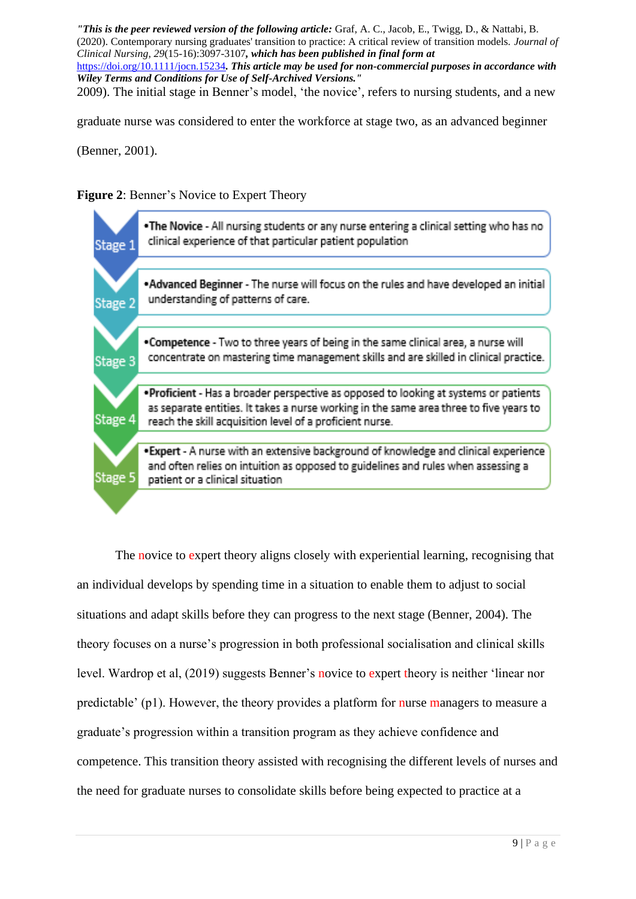2009). The initial stage in Benner's model, 'the novice', refers to nursing students, and a new graduate nurse was considered to enter the workforce at stage two, as an advanced beginner (Benner, 2001).

**Figure 2**: Benner's Novice to Expert Theory

| Stage | Description |
|---|---|
| Stage 1 | •**The Novice** - All nursing students or any nurse entering a clinical setting who has no clinical experience of that particular patient population |
| Stage 2 | •**Advanced Beginner** - The nurse will focus on the rules and have developed an initial understanding of patterns of care. |
| Stage 3 | •**Competence** - Two to three years of being in the same clinical area, a nurse will concentrate on mastering time management skills and are skilled in clinical practice. |
| Stage 4 | •**Proficient** - Has a broader perspective as opposed to looking at systems or patients as separate entities. It takes a nurse working in the same area three to five years to reach the skill acquisition level of a proficient nurse. |
| Stage 5 | •**Expert** - A nurse with an extensive background of knowledge and clinical experience and often relies on intuition as opposed to guidelines and rules when assessing a patient or a clinical situation |

The novice to expert theory aligns closely with experiential learning, recognising that an individual develops by spending time in a situation to enable them to adjust to social situations and adapt skills before they can progress to the next stage (Benner, 2004). The theory focuses on a nurse's progression in both professional socialisation and clinical skills level. Wardrop et al, (2019) suggests Benner's novice to expert theory is neither 'linear nor predictable' (p1). However, the theory provides a platform for nurse managers to measure a graduate's progression within a transition program as they achieve confidence and competence. This transition theory assisted with recognising the different levels of nurses and the need for graduate nurses to consolidate skills before being expected to practice at a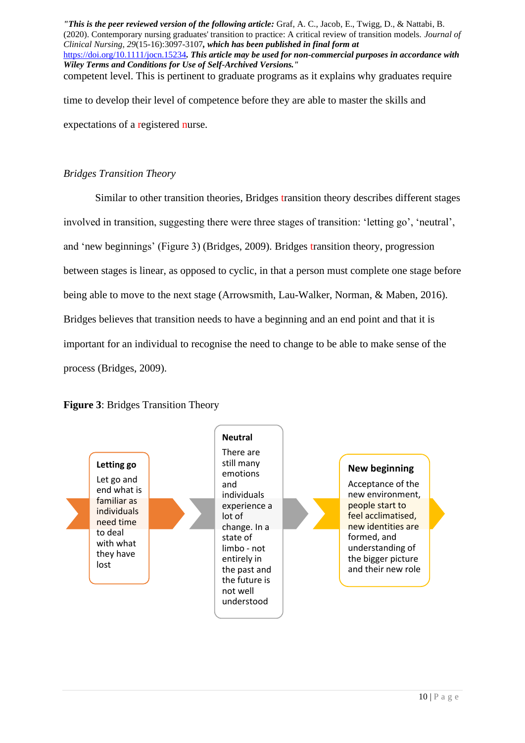competent level. This is pertinent to graduate programs as it explains why graduates require time to develop their level of competence before they are able to master the skills and expectations of a registered nurse.

### *Bridges Transition Theory*

Similar to other transition theories, Bridges transition theory describes different stages involved in transition, suggesting there were three stages of transition: 'letting go', 'neutral', and 'new beginnings' (Figure 3) (Bridges, 2009). Bridges transition theory, progression between stages is linear, as opposed to cyclic, in that a person must complete one stage before being able to move to the next stage (Arrowsmith, Lau-Walker, Norman, & Maben, 2016). Bridges believes that transition needs to have a beginning and an end point and that it is important for an individual to recognise the need to change to be able to make sense of the process (Bridges, 2009).

**Figure 3**: Bridges Transition Theory

**Letting go**
Let go and end what is familiar as individuals need time to deal with what they have lost

**Neutral**
There are still many emotions and individuals experience a lot of change. In a state of limbo - not entirely in the past and the future is not well understood

**New beginning**
Acceptance of the new environment, people start to feel acclimatised, new identities are formed, and understanding of the bigger picture and their new role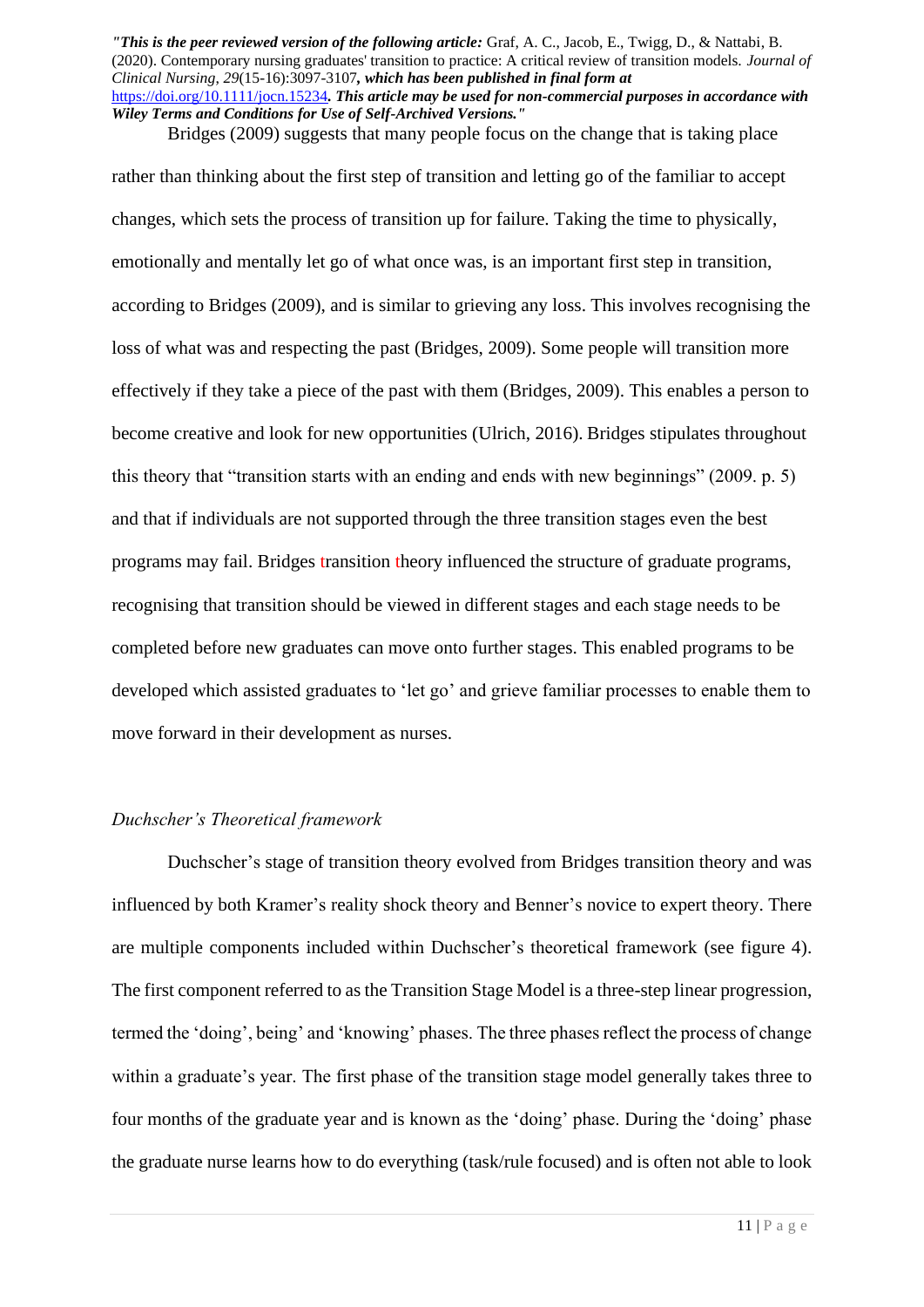Bridges (2009) suggests that many people focus on the change that is taking place rather than thinking about the first step of transition and letting go of the familiar to accept changes, which sets the process of transition up for failure. Taking the time to physically, emotionally and mentally let go of what once was, is an important first step in transition, according to Bridges (2009), and is similar to grieving any loss. This involves recognising the loss of what was and respecting the past (Bridges, 2009). Some people will transition more effectively if they take a piece of the past with them (Bridges, 2009). This enables a person to become creative and look for new opportunities (Ulrich, 2016). Bridges stipulates throughout this theory that "transition starts with an ending and ends with new beginnings" (2009. p. 5) and that if individuals are not supported through the three transition stages even the best programs may fail. Bridges transition theory influenced the structure of graduate programs, recognising that transition should be viewed in different stages and each stage needs to be completed before new graduates can move onto further stages. This enabled programs to be developed which assisted graduates to 'let go' and grieve familiar processes to enable them to move forward in their development as nurses.

*Duchscher's Theoretical framework*

Duchscher's stage of transition theory evolved from Bridges transition theory and was influenced by both Kramer's reality shock theory and Benner's novice to expert theory. There are multiple components included within Duchscher's theoretical framework (see figure 4). The first component referred to as the Transition Stage Model is a three-step linear progression, termed the 'doing', being' and 'knowing' phases. The three phases reflect the process of change within a graduate's year. The first phase of the transition stage model generally takes three to four months of the graduate year and is known as the 'doing' phase. During the 'doing' phase the graduate nurse learns how to do everything (task/rule focused) and is often not able to look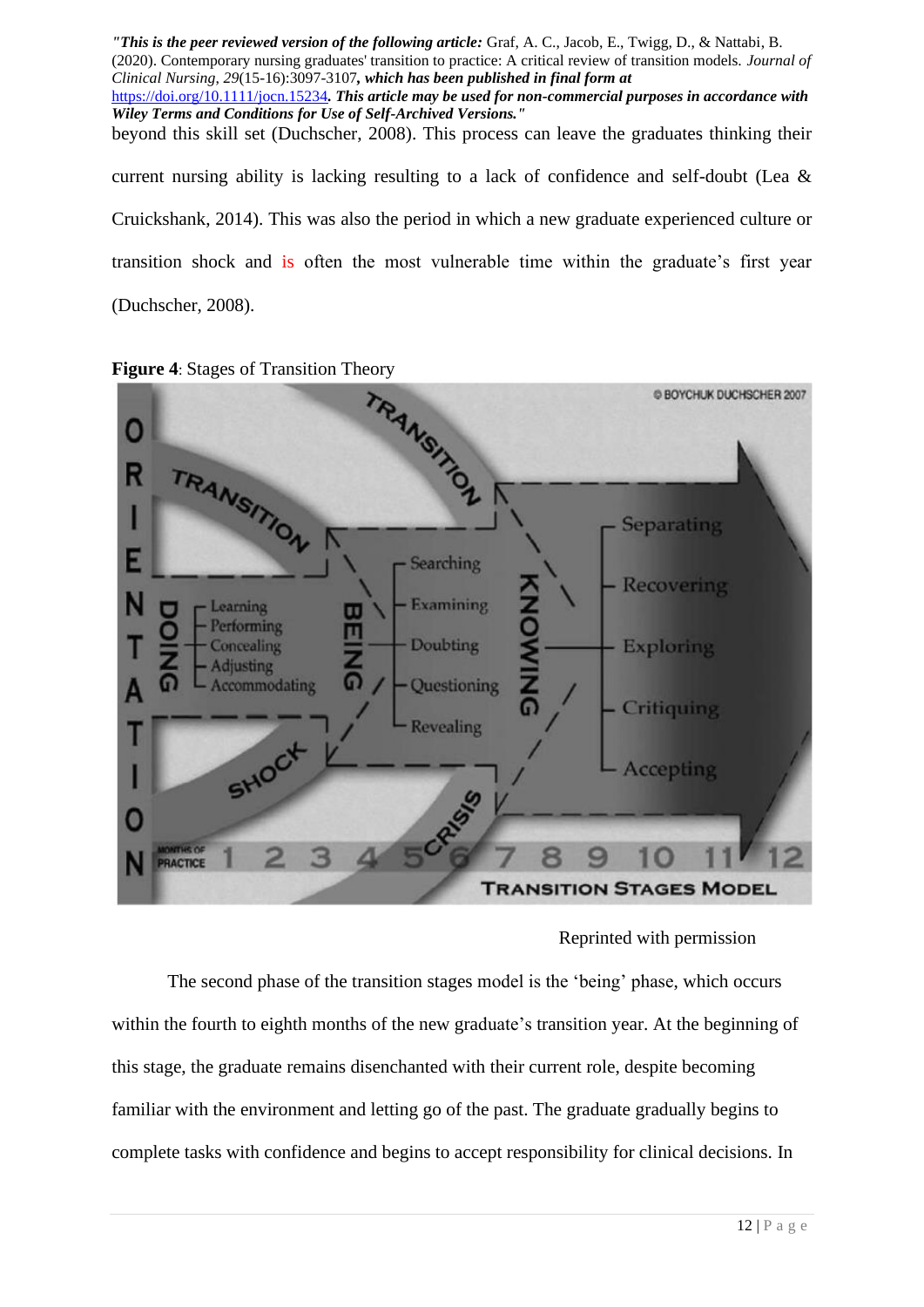beyond this skill set (Duchscher, 2008). This process can leave the graduates thinking their current nursing ability is lacking resulting to a lack of confidence and self-doubt (Lea & Cruickshank, 2014). This was also the period in which a new graduate experienced culture or transition shock and is often the most vulnerable time within the graduate's first year (Duchscher, 2008).

**Figure 4**: Stages of Transition Theory

Reprinted with permission

The second phase of the transition stages model is the 'being' phase, which occurs within the fourth to eighth months of the new graduate's transition year. At the beginning of this stage, the graduate remains disenchanted with their current role, despite becoming familiar with the environment and letting go of the past. The graduate gradually begins to complete tasks with confidence and begins to accept responsibility for clinical decisions. In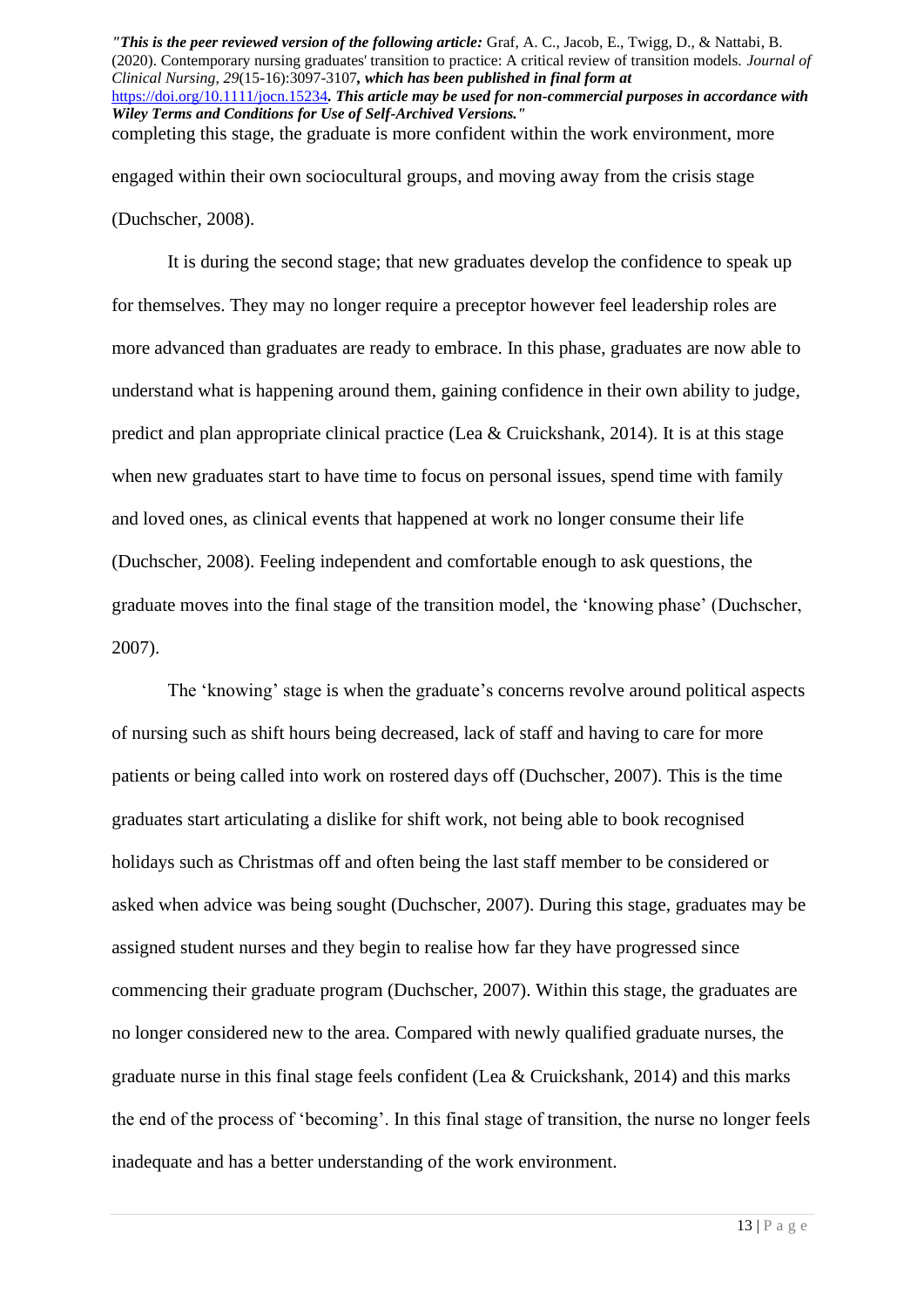completing this stage, the graduate is more confident within the work environment, more engaged within their own sociocultural groups, and moving away from the crisis stage (Duchscher, 2008).

It is during the second stage; that new graduates develop the confidence to speak up for themselves. They may no longer require a preceptor however feel leadership roles are more advanced than graduates are ready to embrace. In this phase, graduates are now able to understand what is happening around them, gaining confidence in their own ability to judge, predict and plan appropriate clinical practice (Lea & Cruickshank, 2014). It is at this stage when new graduates start to have time to focus on personal issues, spend time with family and loved ones, as clinical events that happened at work no longer consume their life (Duchscher, 2008). Feeling independent and comfortable enough to ask questions, the graduate moves into the final stage of the transition model, the 'knowing phase' (Duchscher, 2007).

The 'knowing' stage is when the graduate's concerns revolve around political aspects of nursing such as shift hours being decreased, lack of staff and having to care for more patients or being called into work on rostered days off (Duchscher, 2007). This is the time graduates start articulating a dislike for shift work, not being able to book recognised holidays such as Christmas off and often being the last staff member to be considered or asked when advice was being sought (Duchscher, 2007). During this stage, graduates may be assigned student nurses and they begin to realise how far they have progressed since commencing their graduate program (Duchscher, 2007). Within this stage, the graduates are no longer considered new to the area. Compared with newly qualified graduate nurses, the graduate nurse in this final stage feels confident (Lea & Cruickshank, 2014) and this marks the end of the process of 'becoming'. In this final stage of transition, the nurse no longer feels inadequate and has a better understanding of the work environment.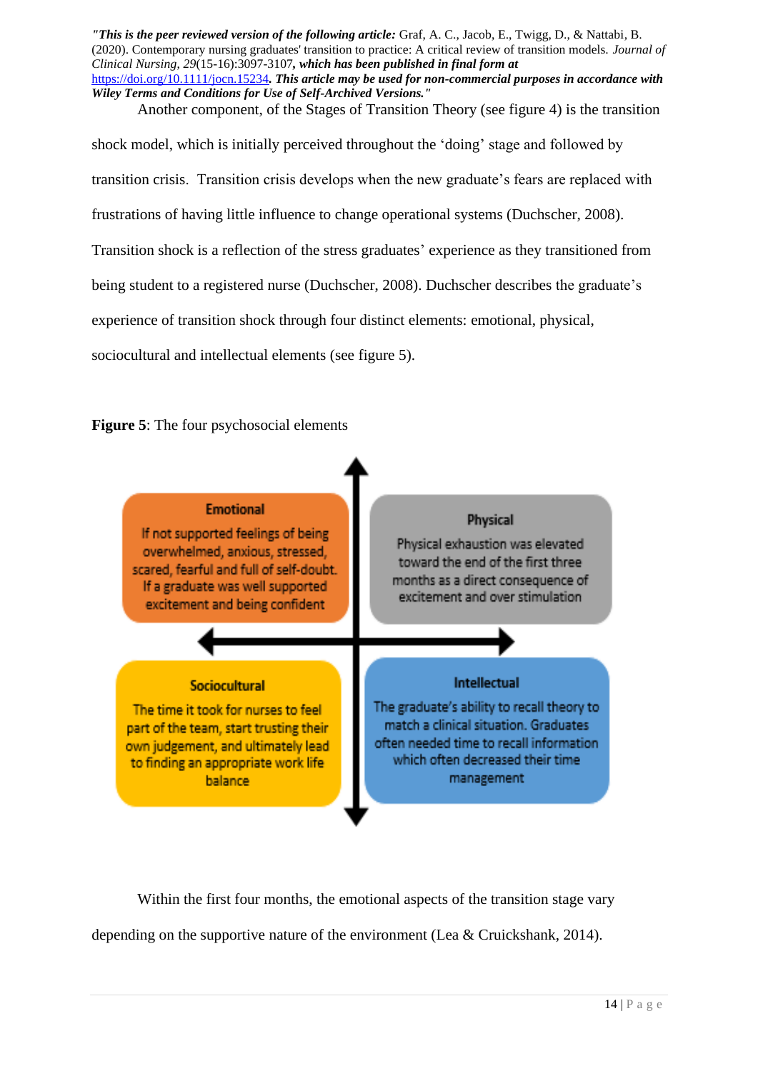Another component, of the Stages of Transition Theory (see figure 4) is the transition shock model, which is initially perceived throughout the 'doing' stage and followed by transition crisis. Transition crisis develops when the new graduate's fears are replaced with frustrations of having little influence to change operational systems (Duchscher, 2008). Transition shock is a reflection of the stress graduates' experience as they transitioned from being student to a registered nurse (Duchscher, 2008). Duchscher describes the graduate's experience of transition shock through four distinct elements: emotional, physical, sociocultural and intellectual elements (see figure 5).

**Figure 5**: The four psychosocial elements

**Emotional**
If not supported feelings of being overwhelmed, anxious, stressed, scared, fearful and full of self-doubt. If a graduate was well supported excitement and being confident

**Physical**
Physical exhaustion was elevated toward the end of the first three months as a direct consequence of excitement and over stimulation

**Sociocultural**
The time it took for nurses to feel part of the team, start trusting their own judgement, and ultimately lead to finding an appropriate work life balance

**Intellectual**
The graduate's ability to recall theory to match a clinical situation. Graduates often needed time to recall information which often decreased their time management

Within the first four months, the emotional aspects of the transition stage vary depending on the supportive nature of the environment (Lea & Cruickshank, 2014).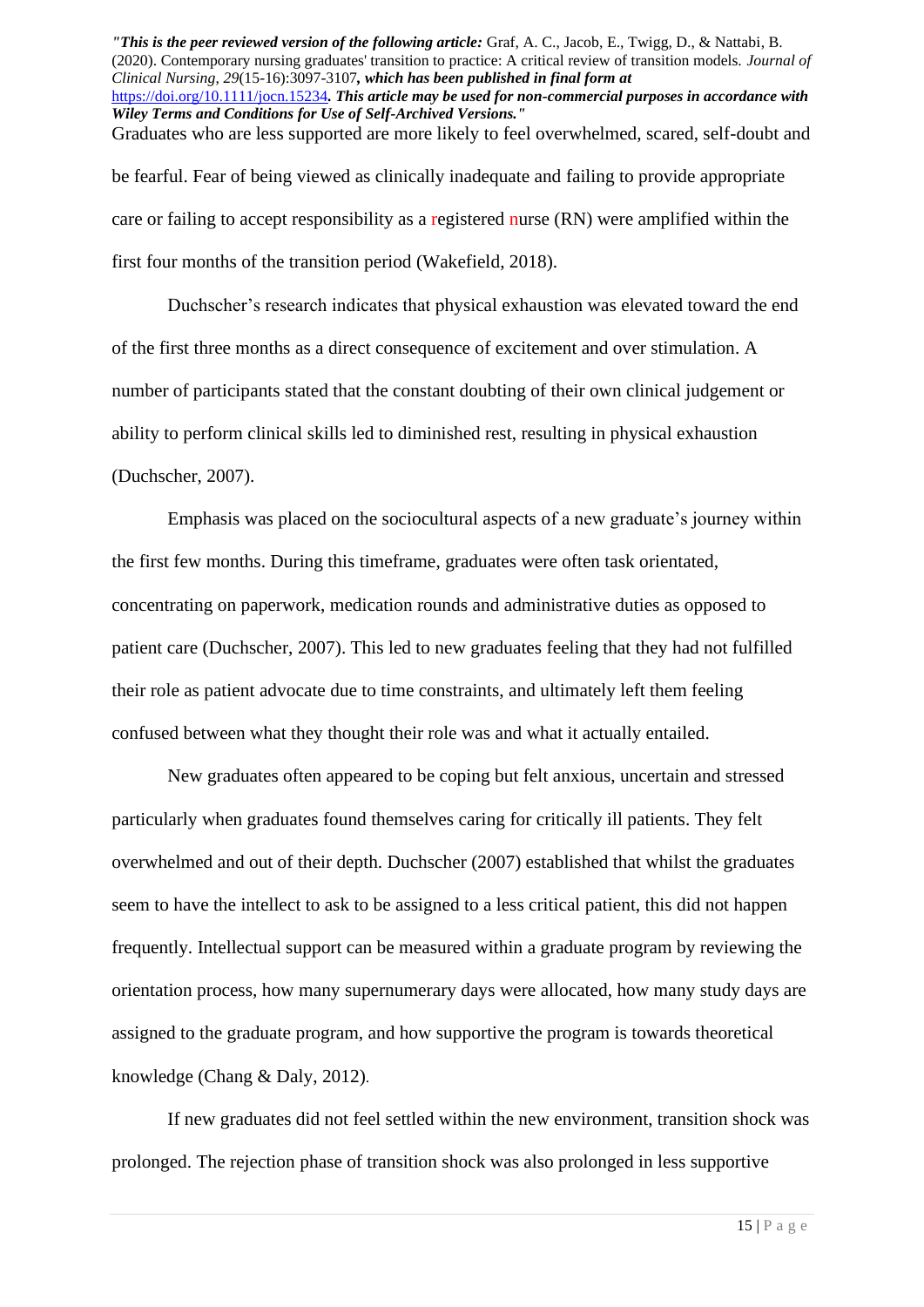Graduates who are less supported are more likely to feel overwhelmed, scared, self-doubt and be fearful. Fear of being viewed as clinically inadequate and failing to provide appropriate care or failing to accept responsibility as a registered nurse (RN) were amplified within the first four months of the transition period (Wakefield, 2018).

Duchscher's research indicates that physical exhaustion was elevated toward the end of the first three months as a direct consequence of excitement and over stimulation. A number of participants stated that the constant doubting of their own clinical judgement or ability to perform clinical skills led to diminished rest, resulting in physical exhaustion (Duchscher, 2007).

Emphasis was placed on the sociocultural aspects of a new graduate's journey within the first few months. During this timeframe, graduates were often task orientated, concentrating on paperwork, medication rounds and administrative duties as opposed to patient care (Duchscher, 2007). This led to new graduates feeling that they had not fulfilled their role as patient advocate due to time constraints, and ultimately left them feeling confused between what they thought their role was and what it actually entailed.

New graduates often appeared to be coping but felt anxious, uncertain and stressed particularly when graduates found themselves caring for critically ill patients. They felt overwhelmed and out of their depth. Duchscher (2007) established that whilst the graduates seem to have the intellect to ask to be assigned to a less critical patient, this did not happen frequently. Intellectual support can be measured within a graduate program by reviewing the orientation process, how many supernumerary days were allocated, how many study days are assigned to the graduate program, and how supportive the program is towards theoretical knowledge (Chang & Daly, 2012).

If new graduates did not feel settled within the new environment, transition shock was prolonged. The rejection phase of transition shock was also prolonged in less supportive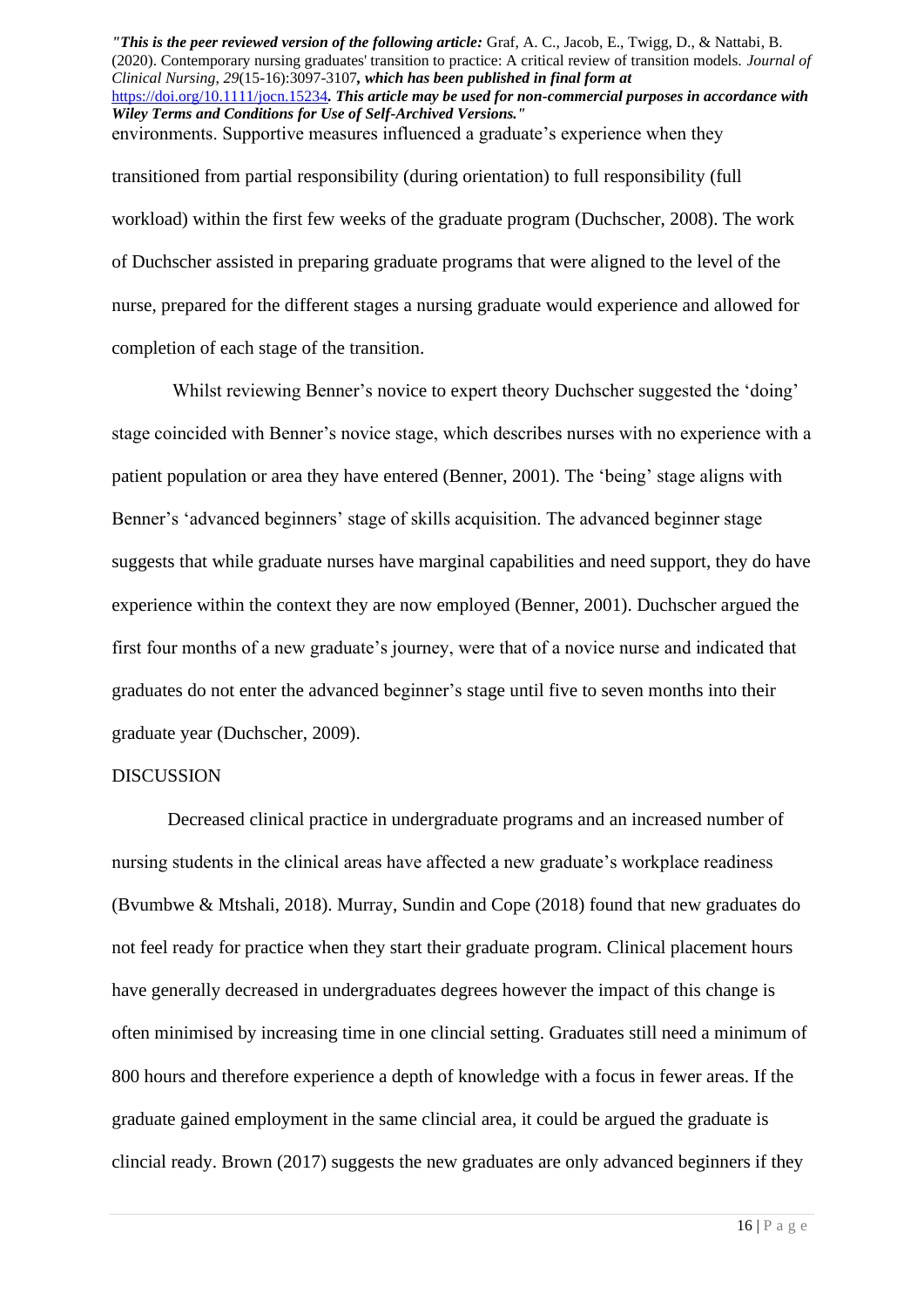environments. Supportive measures influenced a graduate's experience when they transitioned from partial responsibility (during orientation) to full responsibility (full workload) within the first few weeks of the graduate program (Duchscher, 2008). The work of Duchscher assisted in preparing graduate programs that were aligned to the level of the nurse, prepared for the different stages a nursing graduate would experience and allowed for completion of each stage of the transition.

Whilst reviewing Benner's novice to expert theory Duchscher suggested the 'doing' stage coincided with Benner's novice stage, which describes nurses with no experience with a patient population or area they have entered (Benner, 2001). The 'being' stage aligns with Benner's 'advanced beginners' stage of skills acquisition. The advanced beginner stage suggests that while graduate nurses have marginal capabilities and need support, they do have experience within the context they are now employed (Benner, 2001). Duchscher argued the first four months of a new graduate's journey, were that of a novice nurse and indicated that graduates do not enter the advanced beginner's stage until five to seven months into their graduate year (Duchscher, 2009).

## DISCUSSION

Decreased clinical practice in undergraduate programs and an increased number of nursing students in the clinical areas have affected a new graduate's workplace readiness (Bvumbwe & Mtshali, 2018). Murray, Sundin and Cope (2018) found that new graduates do not feel ready for practice when they start their graduate program. Clinical placement hours have generally decreased in undergraduates degrees however the impact of this change is often minimised by increasing time in one clincial setting. Graduates still need a minimum of 800 hours and therefore experience a depth of knowledge with a focus in fewer areas. If the graduate gained employment in the same clincial area, it could be argued the graduate is clincial ready. Brown (2017) suggests the new graduates are only advanced beginners if they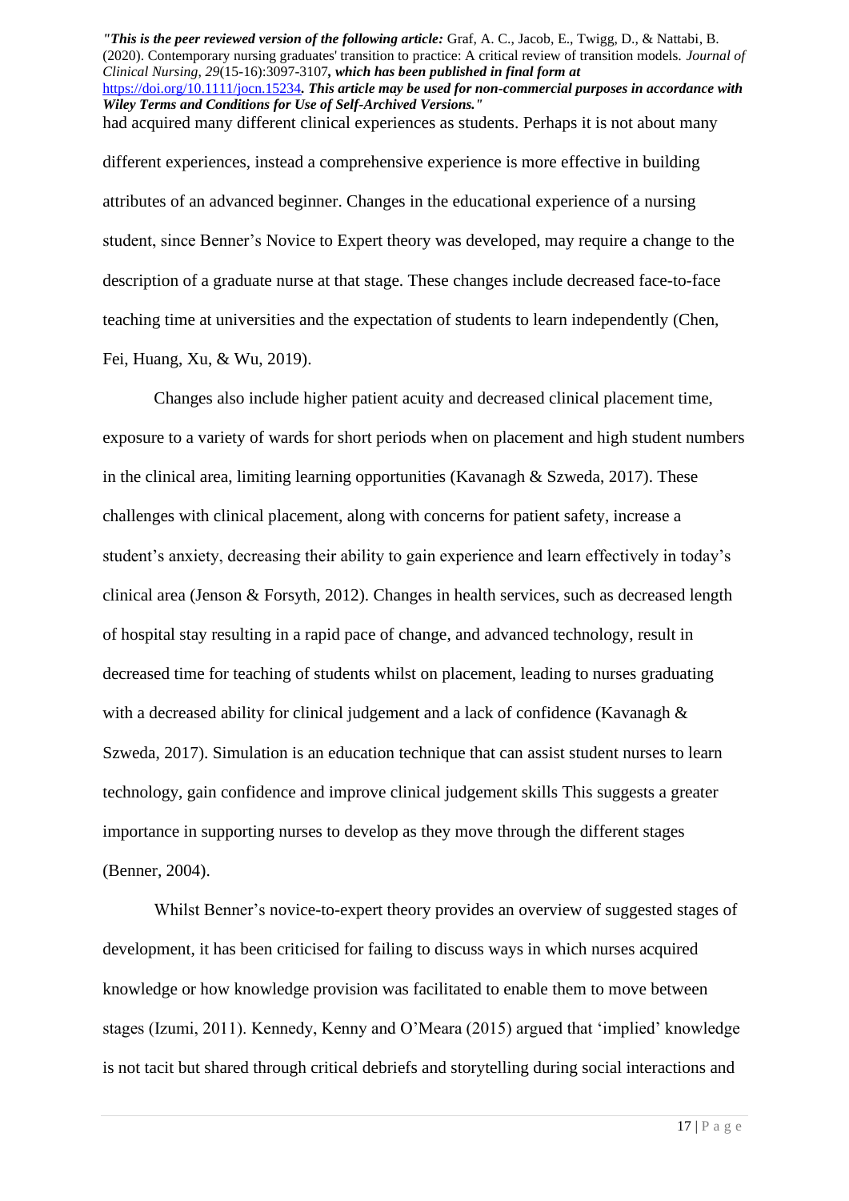had acquired many different clinical experiences as students. Perhaps it is not about many different experiences, instead a comprehensive experience is more effective in building attributes of an advanced beginner. Changes in the educational experience of a nursing student, since Benner's Novice to Expert theory was developed, may require a change to the description of a graduate nurse at that stage. These changes include decreased face-to-face teaching time at universities and the expectation of students to learn independently (Chen, Fei, Huang, Xu, & Wu, 2019).

Changes also include higher patient acuity and decreased clinical placement time, exposure to a variety of wards for short periods when on placement and high student numbers in the clinical area, limiting learning opportunities (Kavanagh & Szweda, 2017). These challenges with clinical placement, along with concerns for patient safety, increase a student's anxiety, decreasing their ability to gain experience and learn effectively in today's clinical area (Jenson & Forsyth, 2012). Changes in health services, such as decreased length of hospital stay resulting in a rapid pace of change, and advanced technology, result in decreased time for teaching of students whilst on placement, leading to nurses graduating with a decreased ability for clinical judgement and a lack of confidence (Kavanagh & Szweda, 2017). Simulation is an education technique that can assist student nurses to learn technology, gain confidence and improve clinical judgement skills This suggests a greater importance in supporting nurses to develop as they move through the different stages (Benner, 2004).

Whilst Benner's novice-to-expert theory provides an overview of suggested stages of development, it has been criticised for failing to discuss ways in which nurses acquired knowledge or how knowledge provision was facilitated to enable them to move between stages (Izumi, 2011). Kennedy, Kenny and O'Meara (2015) argued that 'implied' knowledge is not tacit but shared through critical debriefs and storytelling during social interactions and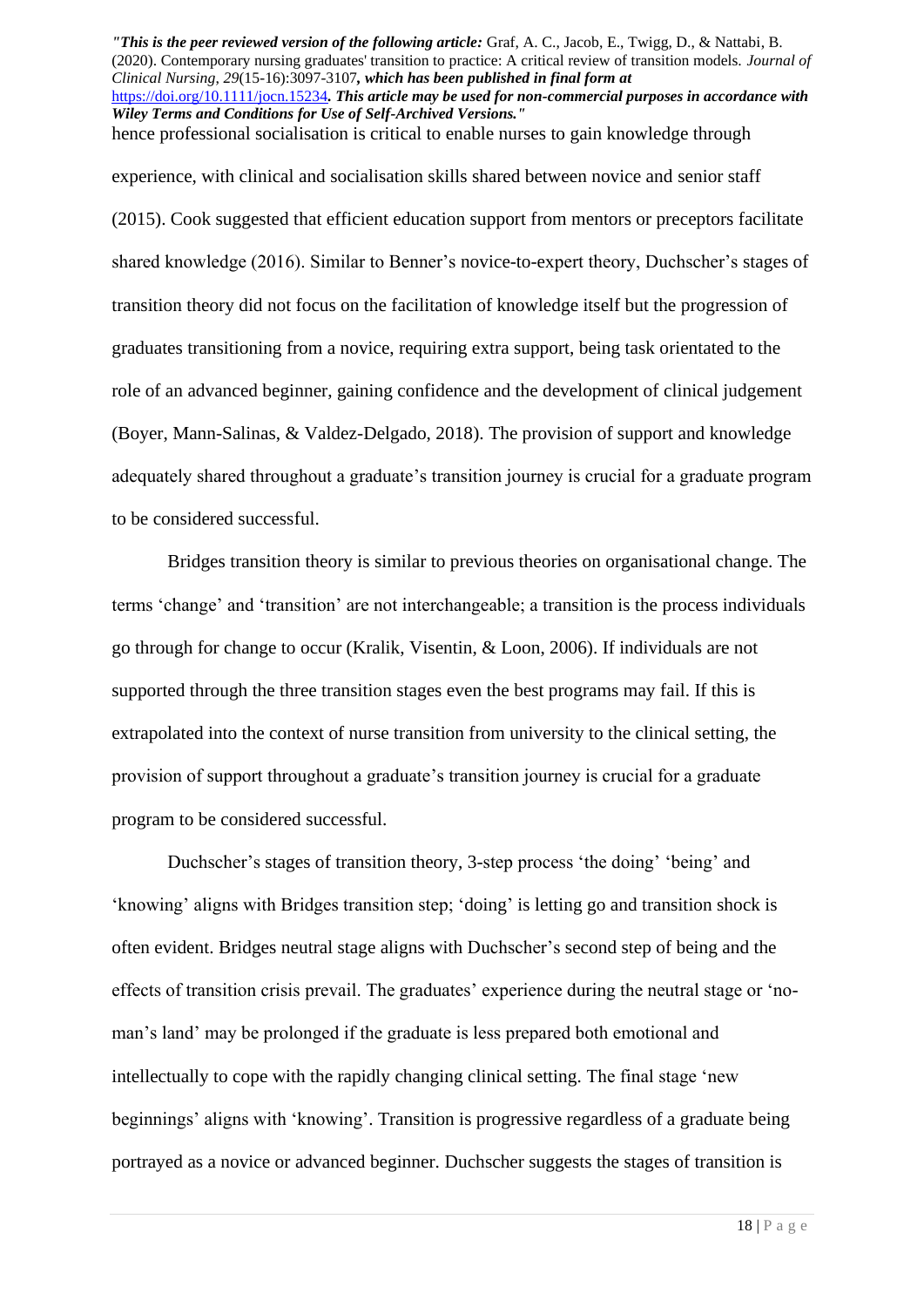hence professional socialisation is critical to enable nurses to gain knowledge through experience, with clinical and socialisation skills shared between novice and senior staff (2015). Cook suggested that efficient education support from mentors or preceptors facilitate shared knowledge (2016). Similar to Benner's novice-to-expert theory, Duchscher's stages of transition theory did not focus on the facilitation of knowledge itself but the progression of graduates transitioning from a novice, requiring extra support, being task orientated to the role of an advanced beginner, gaining confidence and the development of clinical judgement (Boyer, Mann-Salinas, & Valdez-Delgado, 2018). The provision of support and knowledge adequately shared throughout a graduate's transition journey is crucial for a graduate program to be considered successful.

Bridges transition theory is similar to previous theories on organisational change. The terms 'change' and 'transition' are not interchangeable; a transition is the process individuals go through for change to occur (Kralik, Visentin, & Loon, 2006). If individuals are not supported through the three transition stages even the best programs may fail. If this is extrapolated into the context of nurse transition from university to the clinical setting, the provision of support throughout a graduate's transition journey is crucial for a graduate program to be considered successful.

Duchscher's stages of transition theory, 3-step process 'the doing' 'being' and 'knowing' aligns with Bridges transition step; 'doing' is letting go and transition shock is often evident. Bridges neutral stage aligns with Duchscher's second step of being and the effects of transition crisis prevail. The graduates' experience during the neutral stage or 'no-man's land' may be prolonged if the graduate is less prepared both emotional and intellectually to cope with the rapidly changing clinical setting. The final stage 'new beginnings' aligns with 'knowing'. Transition is progressive regardless of a graduate being portrayed as a novice or advanced beginner. Duchscher suggests the stages of transition is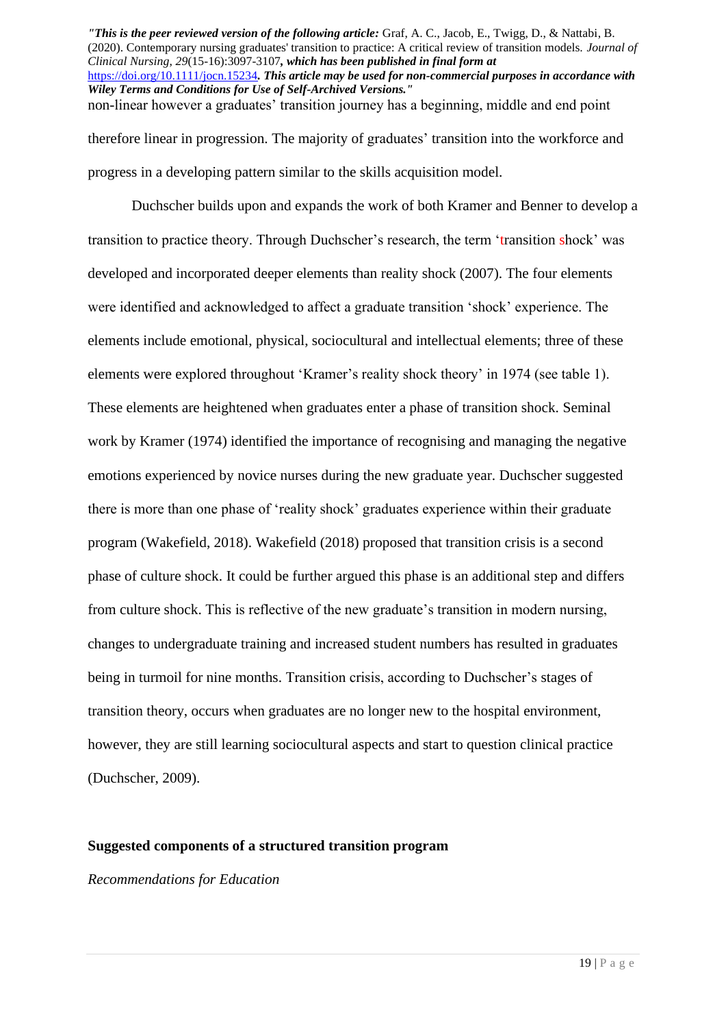non-linear however a graduates' transition journey has a beginning, middle and end point therefore linear in progression. The majority of graduates' transition into the workforce and progress in a developing pattern similar to the skills acquisition model.

Duchscher builds upon and expands the work of both Kramer and Benner to develop a transition to practice theory. Through Duchscher's research, the term 'transition shock' was developed and incorporated deeper elements than reality shock (2007). The four elements were identified and acknowledged to affect a graduate transition 'shock' experience. The elements include emotional, physical, sociocultural and intellectual elements; three of these elements were explored throughout 'Kramer's reality shock theory' in 1974 (see table 1). These elements are heightened when graduates enter a phase of transition shock. Seminal work by Kramer (1974) identified the importance of recognising and managing the negative emotions experienced by novice nurses during the new graduate year. Duchscher suggested there is more than one phase of 'reality shock' graduates experience within their graduate program (Wakefield, 2018). Wakefield (2018) proposed that transition crisis is a second phase of culture shock. It could be further argued this phase is an additional step and differs from culture shock. This is reflective of the new graduate's transition in modern nursing, changes to undergraduate training and increased student numbers has resulted in graduates being in turmoil for nine months. Transition crisis, according to Duchscher's stages of transition theory, occurs when graduates are no longer new to the hospital environment, however, they are still learning sociocultural aspects and start to question clinical practice (Duchscher, 2009).

## Suggested components of a structured transition program

### *Recommendations for Education*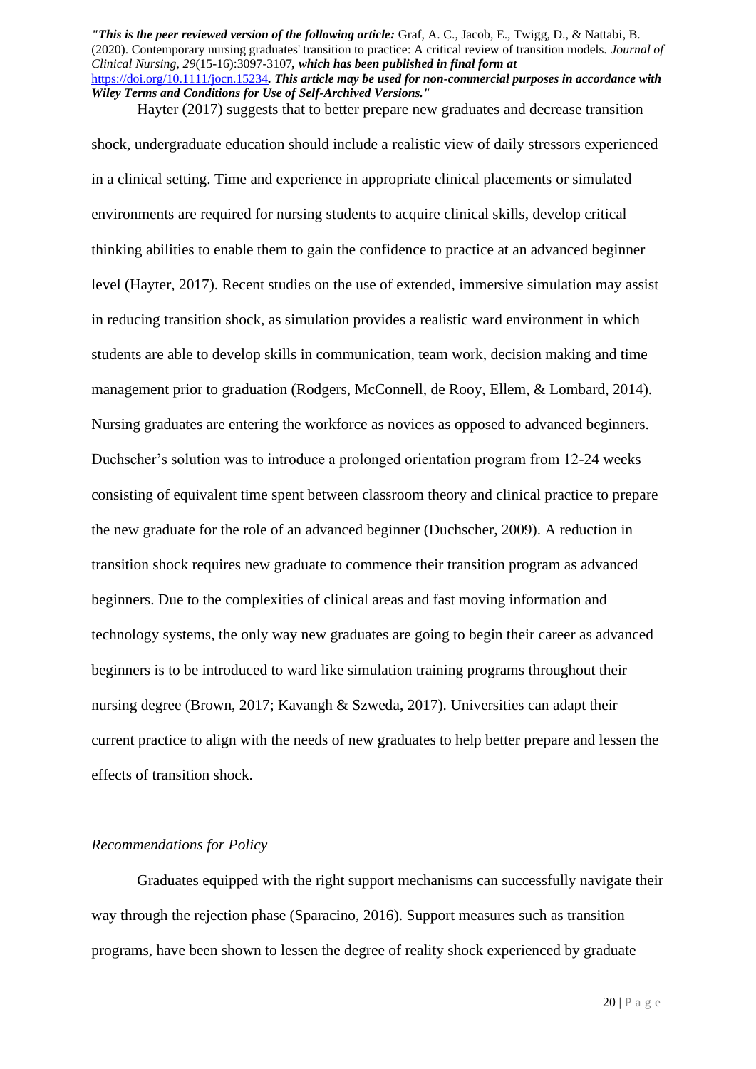Hayter (2017) suggests that to better prepare new graduates and decrease transition shock, undergraduate education should include a realistic view of daily stressors experienced in a clinical setting. Time and experience in appropriate clinical placements or simulated environments are required for nursing students to acquire clinical skills, develop critical thinking abilities to enable them to gain the confidence to practice at an advanced beginner level (Hayter, 2017). Recent studies on the use of extended, immersive simulation may assist in reducing transition shock, as simulation provides a realistic ward environment in which students are able to develop skills in communication, team work, decision making and time management prior to graduation (Rodgers, McConnell, de Rooy, Ellem, & Lombard, 2014). Nursing graduates are entering the workforce as novices as opposed to advanced beginners. Duchscher's solution was to introduce a prolonged orientation program from 12-24 weeks consisting of equivalent time spent between classroom theory and clinical practice to prepare the new graduate for the role of an advanced beginner (Duchscher, 2009). A reduction in transition shock requires new graduate to commence their transition program as advanced beginners. Due to the complexities of clinical areas and fast moving information and technology systems, the only way new graduates are going to begin their career as advanced beginners is to be introduced to ward like simulation training programs throughout their nursing degree (Brown, 2017; Kavangh & Szweda, 2017). Universities can adapt their current practice to align with the needs of new graduates to help better prepare and lessen the effects of transition shock.

*Recommendations for Policy*

Graduates equipped with the right support mechanisms can successfully navigate their way through the rejection phase (Sparacino, 2016). Support measures such as transition programs, have been shown to lessen the degree of reality shock experienced by graduate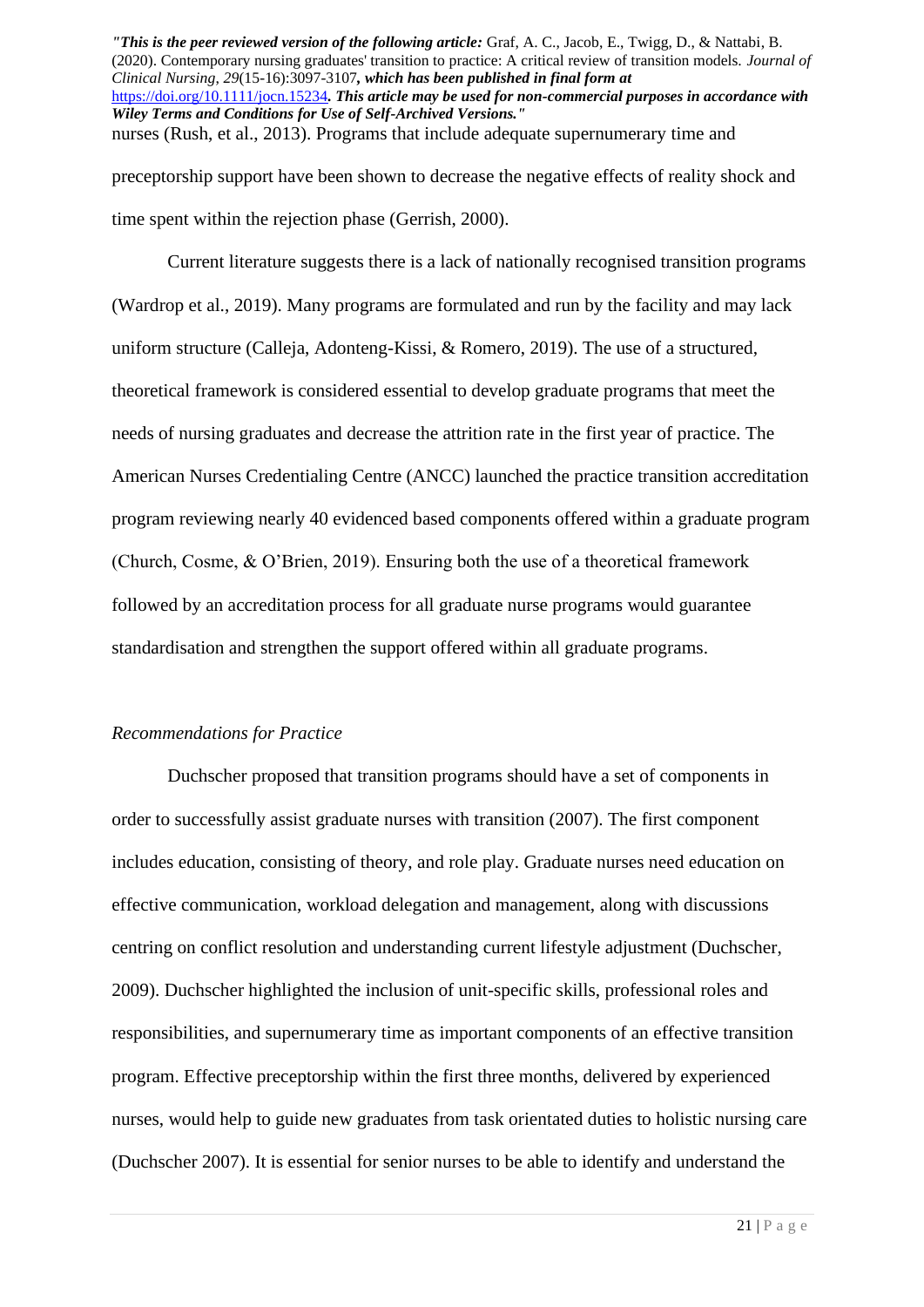nurses (Rush, et al., 2013). Programs that include adequate supernumerary time and preceptorship support have been shown to decrease the negative effects of reality shock and time spent within the rejection phase (Gerrish, 2000).

Current literature suggests there is a lack of nationally recognised transition programs (Wardrop et al., 2019). Many programs are formulated and run by the facility and may lack uniform structure (Calleja, Adonteng-Kissi, & Romero, 2019). The use of a structured, theoretical framework is considered essential to develop graduate programs that meet the needs of nursing graduates and decrease the attrition rate in the first year of practice. The American Nurses Credentialing Centre (ANCC) launched the practice transition accreditation program reviewing nearly 40 evidenced based components offered within a graduate program (Church, Cosme, & O'Brien, 2019). Ensuring both the use of a theoretical framework followed by an accreditation process for all graduate nurse programs would guarantee standardisation and strengthen the support offered within all graduate programs.

*Recommendations for Practice*

Duchscher proposed that transition programs should have a set of components in order to successfully assist graduate nurses with transition (2007). The first component includes education, consisting of theory, and role play. Graduate nurses need education on effective communication, workload delegation and management, along with discussions centring on conflict resolution and understanding current lifestyle adjustment (Duchscher, 2009). Duchscher highlighted the inclusion of unit-specific skills, professional roles and responsibilities, and supernumerary time as important components of an effective transition program. Effective preceptorship within the first three months, delivered by experienced nurses, would help to guide new graduates from task orientated duties to holistic nursing care (Duchscher 2007). It is essential for senior nurses to be able to identify and understand the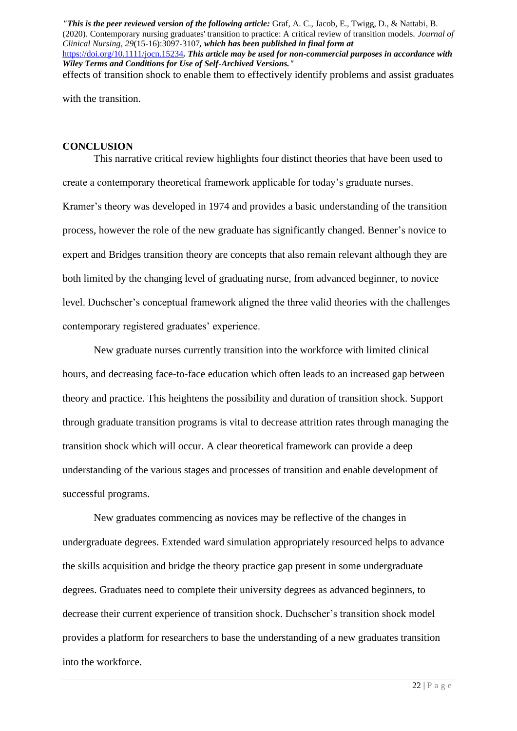effects of transition shock to enable them to effectively identify problems and assist graduates with the transition.

## CONCLUSION

This narrative critical review highlights four distinct theories that have been used to create a contemporary theoretical framework applicable for today's graduate nurses. Kramer's theory was developed in 1974 and provides a basic understanding of the transition process, however the role of the new graduate has significantly changed. Benner's novice to expert and Bridges transition theory are concepts that also remain relevant although they are both limited by the changing level of graduating nurse, from advanced beginner, to novice level. Duchscher's conceptual framework aligned the three valid theories with the challenges contemporary registered graduates' experience.

New graduate nurses currently transition into the workforce with limited clinical hours, and decreasing face-to-face education which often leads to an increased gap between theory and practice. This heightens the possibility and duration of transition shock. Support through graduate transition programs is vital to decrease attrition rates through managing the transition shock which will occur. A clear theoretical framework can provide a deep understanding of the various stages and processes of transition and enable development of successful programs.

New graduates commencing as novices may be reflective of the changes in undergraduate degrees. Extended ward simulation appropriately resourced helps to advance the skills acquisition and bridge the theory practice gap present in some undergraduate degrees. Graduates need to complete their university degrees as advanced beginners, to decrease their current experience of transition shock. Duchscher's transition shock model provides a platform for researchers to base the understanding of a new graduates transition into the workforce.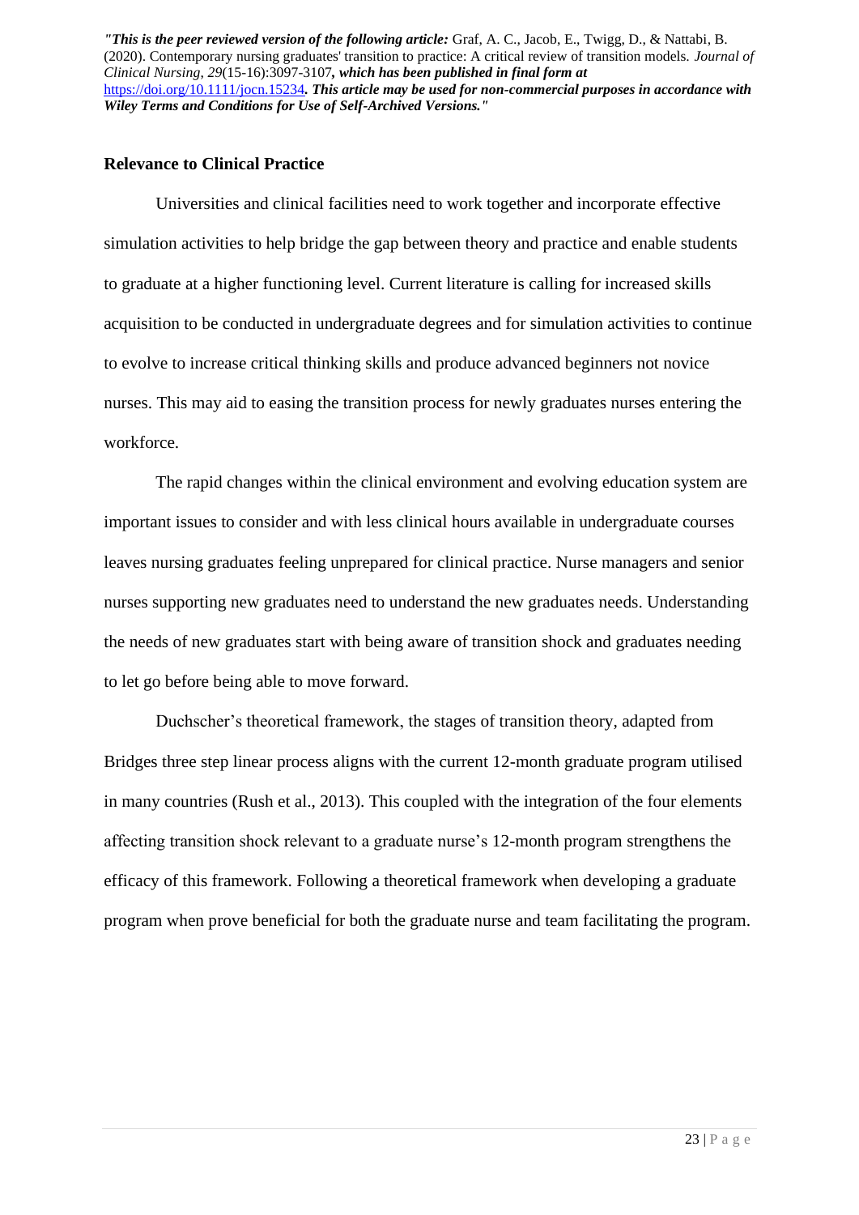## Relevance to Clinical Practice

Universities and clinical facilities need to work together and incorporate effective simulation activities to help bridge the gap between theory and practice and enable students to graduate at a higher functioning level. Current literature is calling for increased skills acquisition to be conducted in undergraduate degrees and for simulation activities to continue to evolve to increase critical thinking skills and produce advanced beginners not novice nurses. This may aid to easing the transition process for newly graduates nurses entering the workforce.

The rapid changes within the clinical environment and evolving education system are important issues to consider and with less clinical hours available in undergraduate courses leaves nursing graduates feeling unprepared for clinical practice. Nurse managers and senior nurses supporting new graduates need to understand the new graduates needs. Understanding the needs of new graduates start with being aware of transition shock and graduates needing to let go before being able to move forward.

Duchscher's theoretical framework, the stages of transition theory, adapted from Bridges three step linear process aligns with the current 12-month graduate program utilised in many countries (Rush et al., 2013). This coupled with the integration of the four elements affecting transition shock relevant to a graduate nurse's 12-month program strengthens the efficacy of this framework. Following a theoretical framework when developing a graduate program when prove beneficial for both the graduate nurse and team facilitating the program.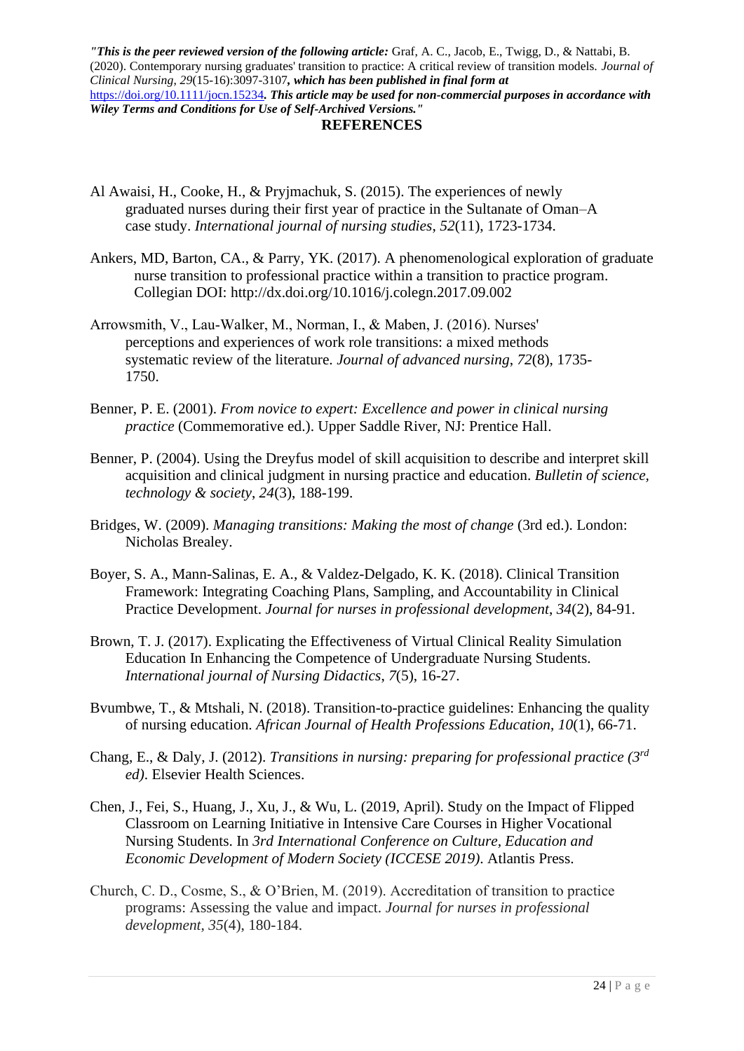## REFERENCES

Al Awaisi, H., Cooke, H., & Pryjmachuk, S. (2015). The experiences of newly graduated nurses during their first year of practice in the Sultanate of Oman–A case study. *International journal of nursing studies*, *52*(11), 1723-1734.

Ankers, MD, Barton, CA., & Parry, YK. (2017). A phenomenological exploration of graduate nurse transition to professional practice within a transition to practice program. Collegian DOI: http://dx.doi.org/10.1016/j.colegn.2017.09.002

Arrowsmith, V., Lau‐Walker, M., Norman, I., & Maben, J. (2016). Nurses' perceptions and experiences of work role transitions: a mixed methods systematic review of the literature. *Journal of advanced nursing*, *72*(8), 1735-1750.

Benner, P. E. (2001). *From novice to expert: Excellence and power in clinical nursing practice* (Commemorative ed.). Upper Saddle River, NJ: Prentice Hall.

Benner, P. (2004). Using the Dreyfus model of skill acquisition to describe and interpret skill acquisition and clinical judgment in nursing practice and education. *Bulletin of science, technology & society*, *24*(3), 188-199.

Bridges, W. (2009). *Managing transitions: Making the most of change* (3rd ed.). London: Nicholas Brealey.

Boyer, S. A., Mann-Salinas, E. A., & Valdez-Delgado, K. K. (2018). Clinical Transition Framework: Integrating Coaching Plans, Sampling, and Accountability in Clinical Practice Development. *Journal for nurses in professional development*, *34*(2), 84-91.

Brown, T. J. (2017). Explicating the Effectiveness of Virtual Clinical Reality Simulation Education In Enhancing the Competence of Undergraduate Nursing Students. *International journal of Nursing Didactics*, *7*(5), 16-27.

Bvumbwe, T., & Mtshali, N. (2018). Transition-to-practice guidelines: Enhancing the quality of nursing education. *African Journal of Health Professions Education*, *10*(1), 66-71.

Chang, E., & Daly, J. (2012). *Transitions in nursing: preparing for professional practice (3rd ed)*. Elsevier Health Sciences.

Chen, J., Fei, S., Huang, J., Xu, J., & Wu, L. (2019, April). Study on the Impact of Flipped Classroom on Learning Initiative in Intensive Care Courses in Higher Vocational Nursing Students. In *3rd International Conference on Culture, Education and Economic Development of Modern Society (ICCESE 2019)*. Atlantis Press.

Church, C. D., Cosme, S., & O'Brien, M. (2019). Accreditation of transition to practice programs: Assessing the value and impact. *Journal for nurses in professional development*, *35*(4), 180-184.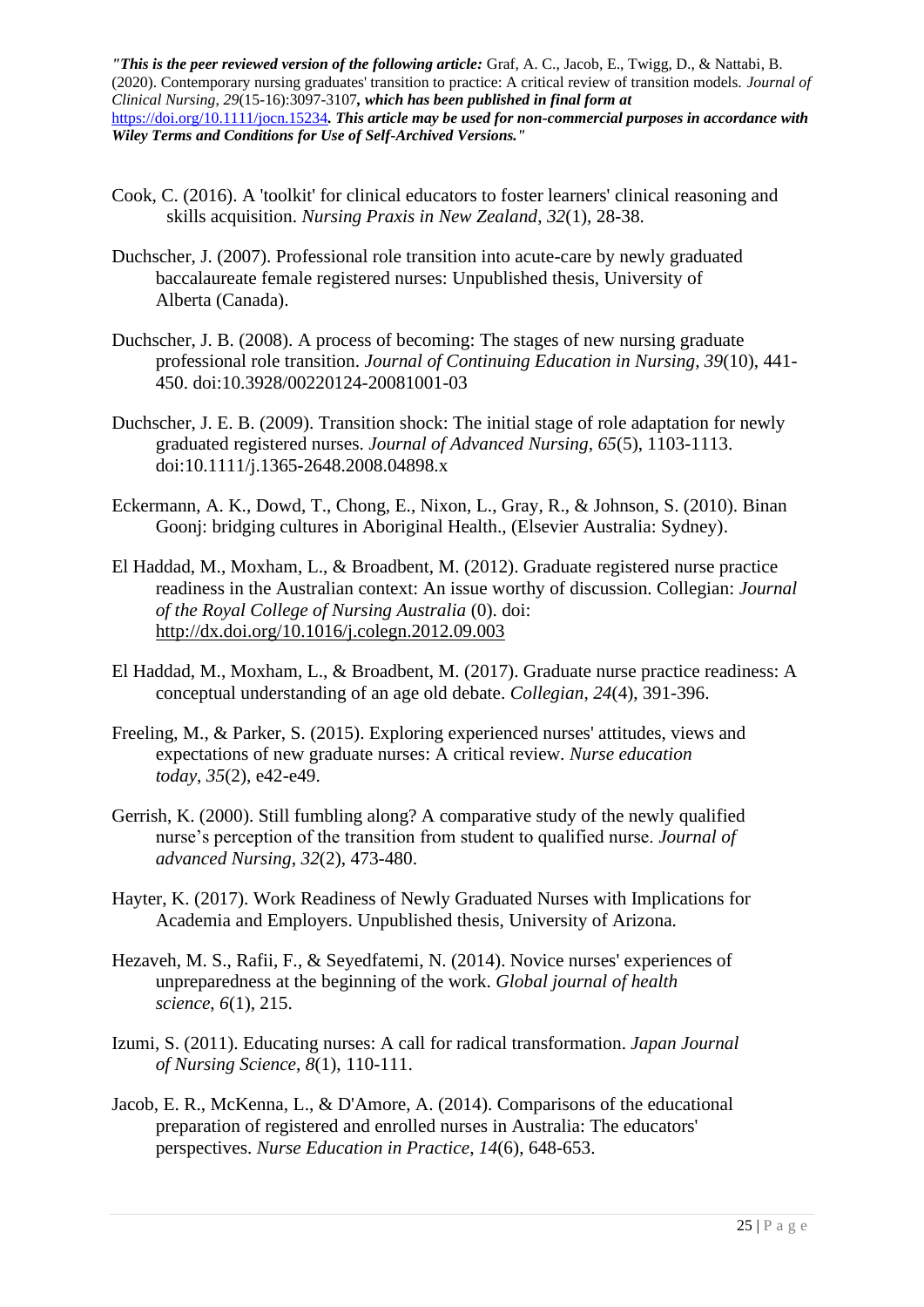Cook, C. (2016). A 'toolkit' for clinical educators to foster learners' clinical reasoning and skills acquisition. *Nursing Praxis in New Zealand*, *32*(1), 28-38.

Duchscher, J. (2007). Professional role transition into acute-care by newly graduated baccalaureate female registered nurses: Unpublished thesis, University of Alberta (Canada).

Duchscher, J. B. (2008). A process of becoming: The stages of new nursing graduate professional role transition. *Journal of Continuing Education in Nursing, 39*(10), 441-450. doi:10.3928/00220124-20081001-03

Duchscher, J. E. B. (2009). Transition shock: The initial stage of role adaptation for newly graduated registered nurses. *Journal of Advanced Nursing, 65*(5), 1103-1113. doi:10.1111/j.1365-2648.2008.04898.x

Eckermann, A. K., Dowd, T., Chong, E., Nixon, L., Gray, R., & Johnson, S. (2010). Binan Goonj: bridging cultures in Aboriginal Health., (Elsevier Australia: Sydney).

El Haddad, M., Moxham, L., & Broadbent, M. (2012). Graduate registered nurse practice readiness in the Australian context: An issue worthy of discussion. Collegian: *Journal of the Royal College of Nursing Australia* (0). doi: http://dx.doi.org/10.1016/j.colegn.2012.09.003

El Haddad, M., Moxham, L., & Broadbent, M. (2017). Graduate nurse practice readiness: A conceptual understanding of an age old debate. *Collegian*, *24*(4), 391-396.

Freeling, M., & Parker, S. (2015). Exploring experienced nurses' attitudes, views and expectations of new graduate nurses: A critical review. *Nurse education today*, *35*(2), e42-e49.

Gerrish, K. (2000). Still fumbling along? A comparative study of the newly qualified nurse's perception of the transition from student to qualified nurse. *Journal of advanced Nursing*, *32*(2), 473-480.

Hayter, K. (2017). Work Readiness of Newly Graduated Nurses with Implications for Academia and Employers. Unpublished thesis, University of Arizona.

Hezaveh, M. S., Rafii, F., & Seyedfatemi, N. (2014). Novice nurses' experiences of unpreparedness at the beginning of the work. *Global journal of health science*, *6*(1), 215.

Izumi, S. (2011). Educating nurses: A call for radical transformation. *Japan Journal of Nursing Science*, *8*(1), 110-111.

Jacob, E. R., McKenna, L., & D'Amore, A. (2014). Comparisons of the educational preparation of registered and enrolled nurses in Australia: The educators' perspectives. *Nurse Education in Practice*, *14*(6), 648-653.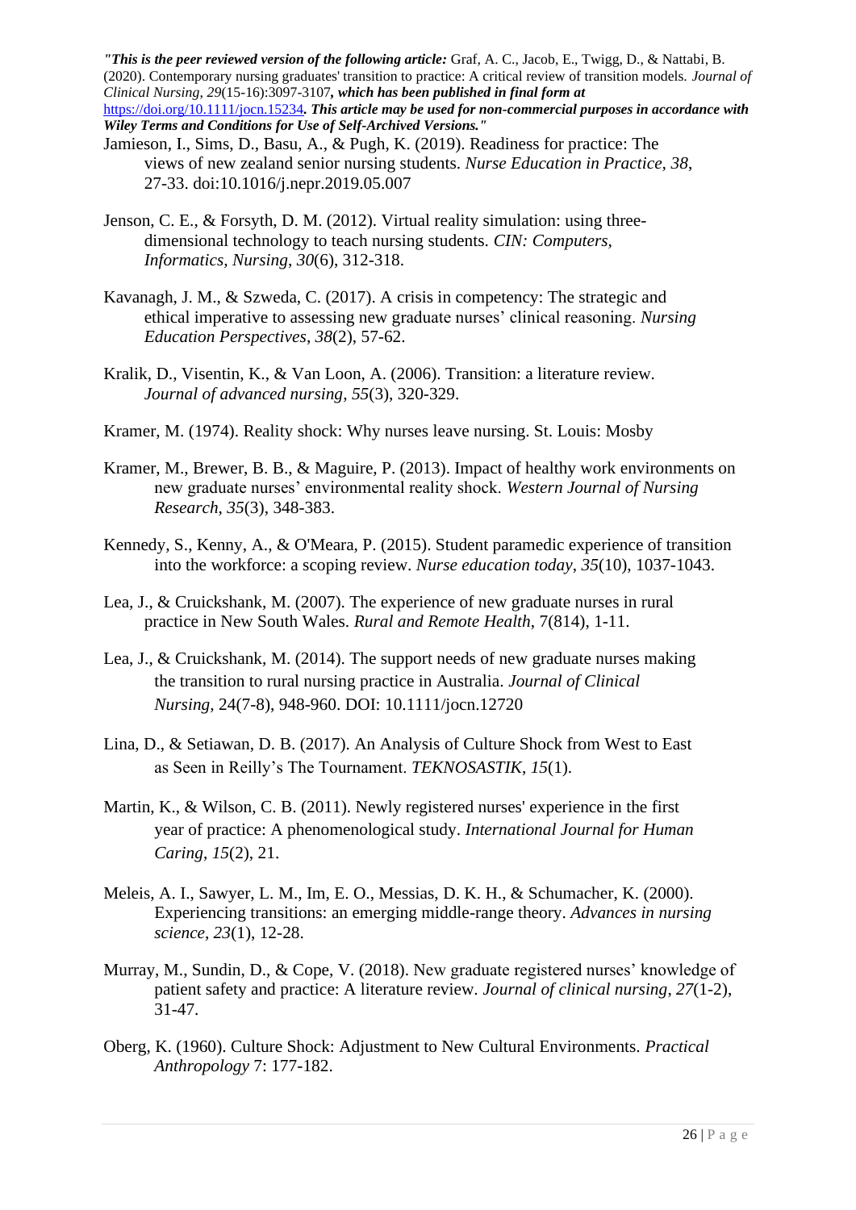Jamieson, I., Sims, D., Basu, A., & Pugh, K. (2019). Readiness for practice: The views of new zealand senior nursing students. *Nurse Education in Practice, 38*, 27-33. doi:10.1016/j.nepr.2019.05.007

Jenson, C. E., & Forsyth, D. M. (2012). Virtual reality simulation: using three-dimensional technology to teach nursing students. *CIN: Computers, Informatics, Nursing*, *30*(6), 312-318.

Kavanagh, J. M., & Szweda, C. (2017). A crisis in competency: The strategic and ethical imperative to assessing new graduate nurses' clinical reasoning. *Nursing Education Perspectives*, *38*(2), 57-62.

Kralik, D., Visentin, K., & Van Loon, A. (2006). Transition: a literature review. *Journal of advanced nursing*, *55*(3), 320-329.

Kramer, M. (1974). Reality shock: Why nurses leave nursing. St. Louis: Mosby

Kramer, M., Brewer, B. B., & Maguire, P. (2013). Impact of healthy work environments on new graduate nurses' environmental reality shock. *Western Journal of Nursing Research*, *35*(3), 348-383.

Kennedy, S., Kenny, A., & O'Meara, P. (2015). Student paramedic experience of transition into the workforce: a scoping review. *Nurse education today*, *35*(10), 1037-1043.

Lea, J., & Cruickshank, M. (2007). The experience of new graduate nurses in rural practice in New South Wales. *Rural and Remote Health*, 7(814), 1-11.

Lea, J., & Cruickshank, M. (2014). The support needs of new graduate nurses making the transition to rural nursing practice in Australia. *Journal of Clinical Nursing*, 24(7-8), 948-960. DOI: 10.1111/jocn.12720

Lina, D., & Setiawan, D. B. (2017). An Analysis of Culture Shock from West to East as Seen in Reilly's The Tournament. *TEKNOSASTIK*, *15*(1).

Martin, K., & Wilson, C. B. (2011). Newly registered nurses' experience in the first year of practice: A phenomenological study. *International Journal for Human Caring*, *15*(2), 21.

Meleis, A. I., Sawyer, L. M., Im, E. O., Messias, D. K. H., & Schumacher, K. (2000). Experiencing transitions: an emerging middle-range theory. *Advances in nursing science*, *23*(1), 12-28.

Murray, M., Sundin, D., & Cope, V. (2018). New graduate registered nurses' knowledge of patient safety and practice: A literature review. *Journal of clinical nursing*, *27*(1-2), 31-47.

Oberg, K. (1960). Culture Shock: Adjustment to New Cultural Environments. *Practical Anthropology* 7: 177-182.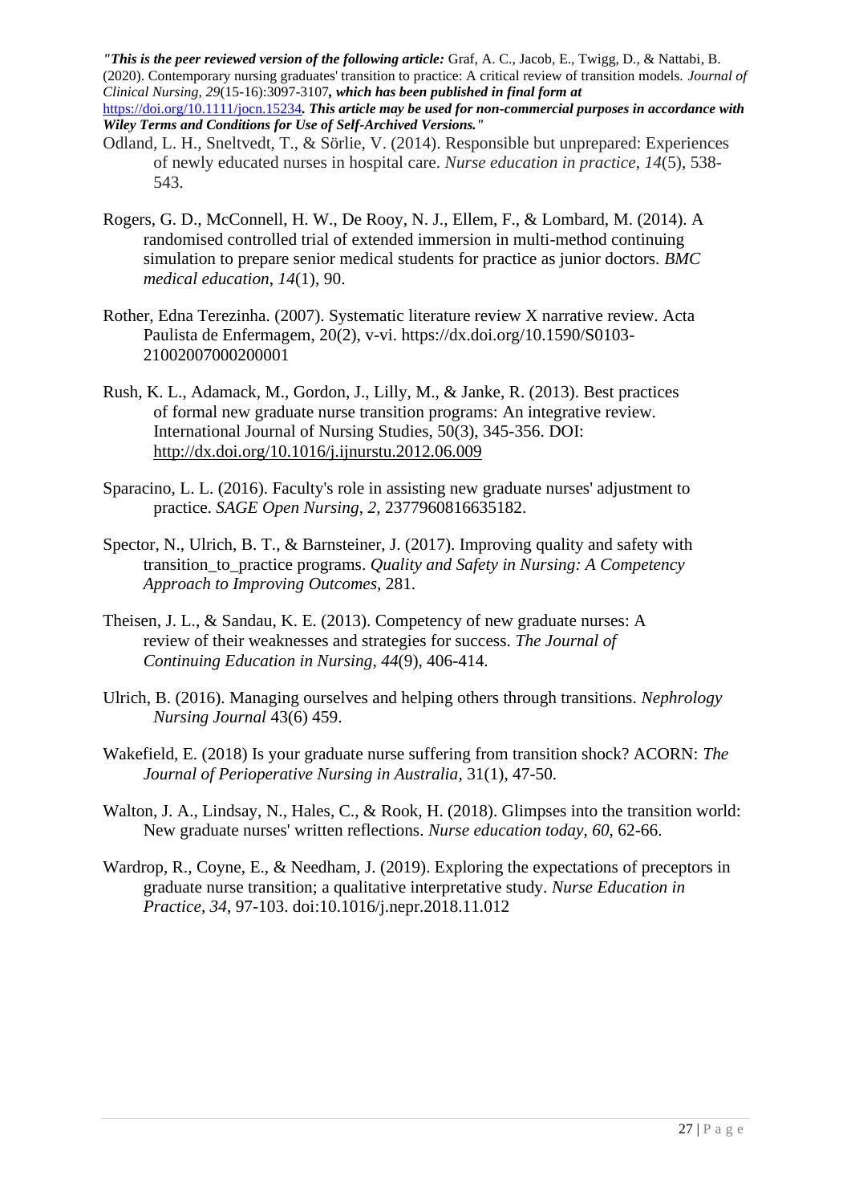Odland, L. H., Sneltvedt, T., & Sörlie, V. (2014). Responsible but unprepared: Experiences of newly educated nurses in hospital care. *Nurse education in practice*, *14*(5), 538-543.

Rogers, G. D., McConnell, H. W., De Rooy, N. J., Ellem, F., & Lombard, M. (2014). A randomised controlled trial of extended immersion in multi-method continuing simulation to prepare senior medical students for practice as junior doctors. *BMC medical education*, *14*(1), 90.

Rother, Edna Terezinha. (2007). Systematic literature review X narrative review. Acta Paulista de Enfermagem, 20(2), v-vi. https://dx.doi.org/10.1590/S0103-21002007000200001

Rush, K. L., Adamack, M., Gordon, J., Lilly, M., & Janke, R. (2013). Best practices of formal new graduate nurse transition programs: An integrative review. International Journal of Nursing Studies, 50(3), 345-356. DOI: http://dx.doi.org/10.1016/j.ijnurstu.2012.06.009

Sparacino, L. L. (2016). Faculty's role in assisting new graduate nurses' adjustment to practice. *SAGE Open Nursing*, *2*, 2377960816635182.

Spector, N., Ulrich, B. T., & Barnsteiner, J. (2017). Improving quality and safety with transition_to_practice programs. *Quality and Safety in Nursing: A Competency Approach to Improving Outcomes*, 281.

Theisen, J. L., & Sandau, K. E. (2013). Competency of new graduate nurses: A review of their weaknesses and strategies for success. *The Journal of Continuing Education in Nursing*, *44*(9), 406-414.

Ulrich, B. (2016). Managing ourselves and helping others through transitions. *Nephrology Nursing Journal* 43(6) 459.

Wakefield, E. (2018) Is your graduate nurse suffering from transition shock? ACORN: *The Journal of Perioperative Nursing in Australia*, 31(1), 47-50.

Walton, J. A., Lindsay, N., Hales, C., & Rook, H. (2018). Glimpses into the transition world: New graduate nurses' written reflections. *Nurse education today*, *60*, 62-66.

Wardrop, R., Coyne, E., & Needham, J. (2019). Exploring the expectations of preceptors in graduate nurse transition; a qualitative interpretative study. *Nurse Education in Practice*, *34*, 97-103. doi:10.1016/j.nepr.2018.11.012